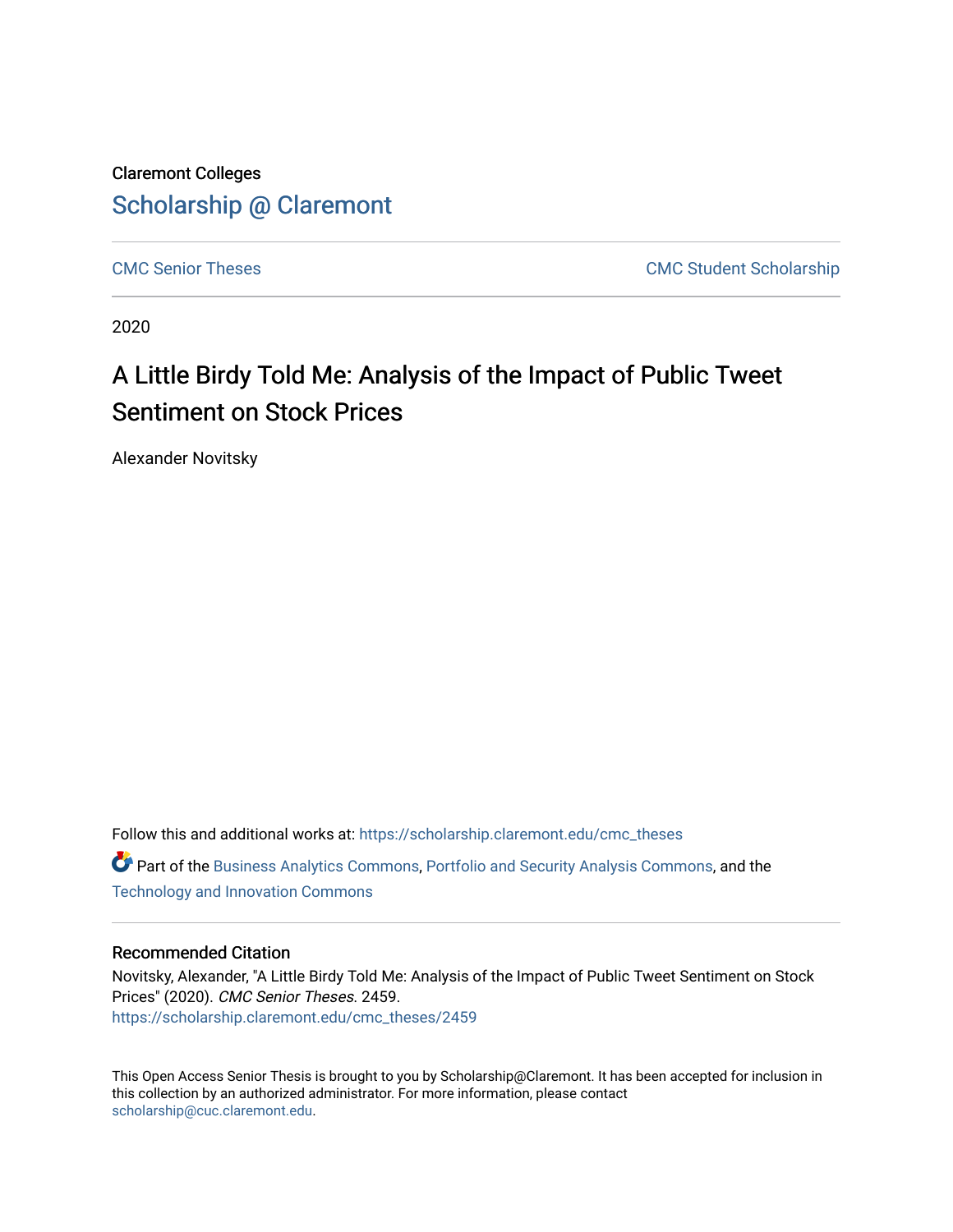Claremont Colleges

Scholarship @ Claremont

CMC Senior Theses

CMC Student Scholarship

2020

# A Little Birdy Told Me: Analysis of the Impact of Public Tweet Sentiment on Stock Prices

Alexander Novitsky

Follow this and additional works at: https://scholarship.claremont.edu/cmc_theses

Part of the Business Analytics Commons, Portfolio and Security Analysis Commons, and the Technology and Innovation Commons

### Recommended Citation

Novitsky, Alexander, "A Little Birdy Told Me: Analysis of the Impact of Public Tweet Sentiment on Stock Prices" (2020). *CMC Senior Theses*. 2459.
https://scholarship.claremont.edu/cmc_theses/2459

This Open Access Senior Thesis is brought to you by Scholarship@Claremont. It has been accepted for inclusion in this collection by an authorized administrator. For more information, please contact scholarship@cuc.claremont.edu.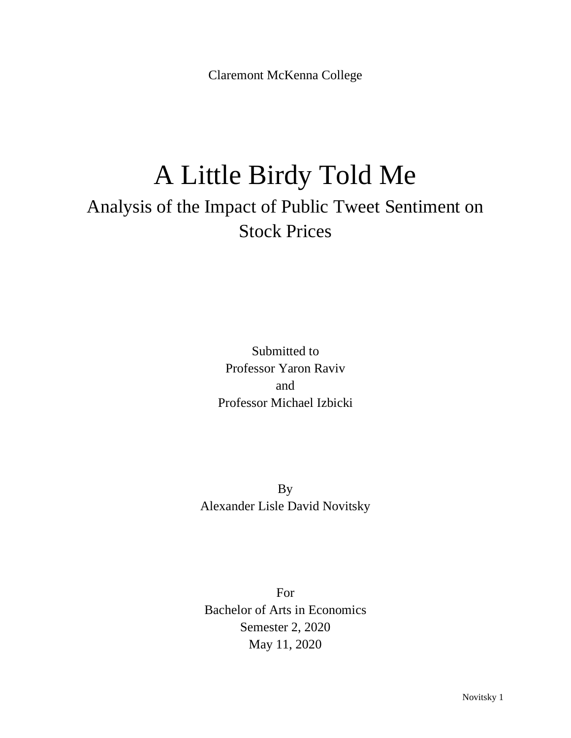Claremont McKenna College

# A Little Birdy Told Me

## Analysis of the Impact of Public Tweet Sentiment on Stock Prices

Submitted to
Professor Yaron Raviv
and
Professor Michael Izbicki

By
Alexander Lisle David Novitsky

For
Bachelor of Arts in Economics
Semester 2, 2020
May 11, 2020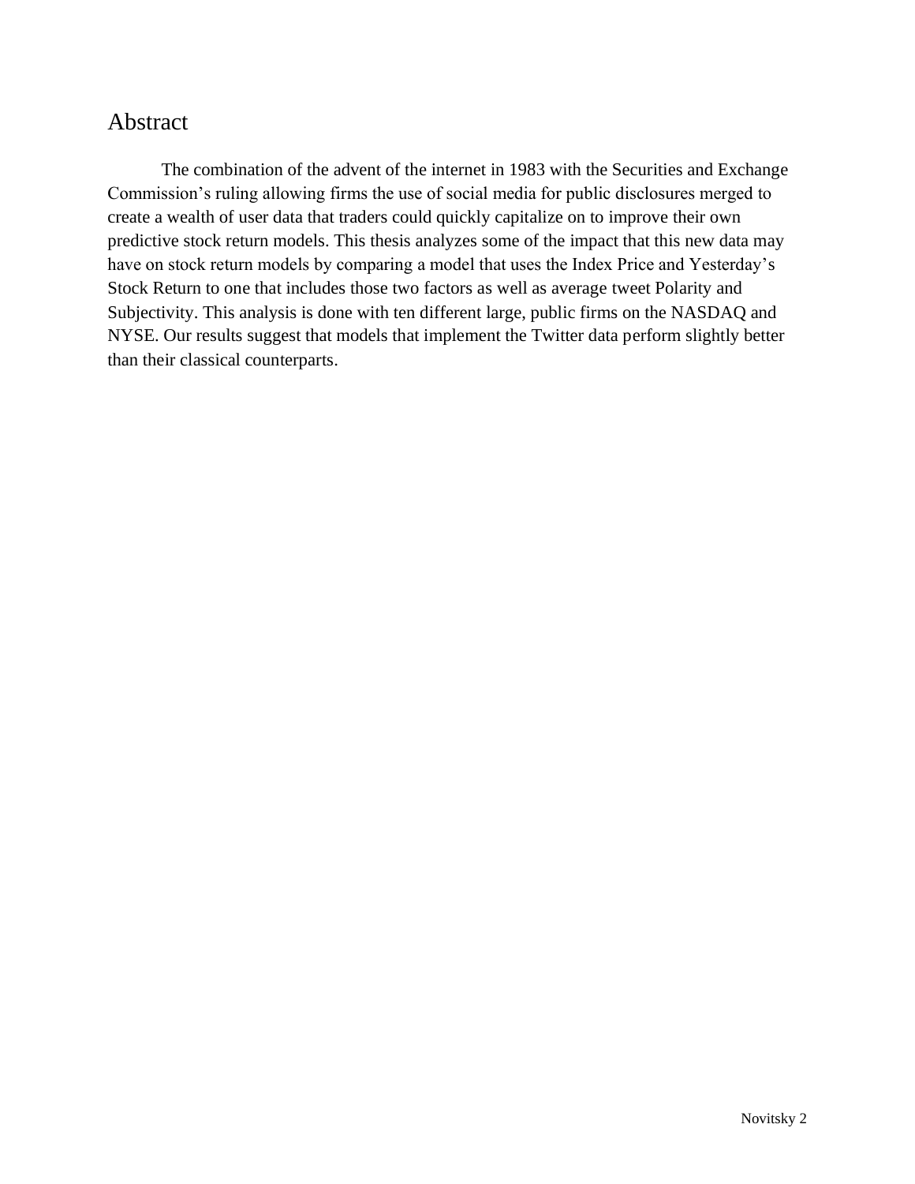# Abstract

The combination of the advent of the internet in 1983 with the Securities and Exchange Commission's ruling allowing firms the use of social media for public disclosures merged to create a wealth of user data that traders could quickly capitalize on to improve their own predictive stock return models. This thesis analyzes some of the impact that this new data may have on stock return models by comparing a model that uses the Index Price and Yesterday's Stock Return to one that includes those two factors as well as average tweet Polarity and Subjectivity. This analysis is done with ten different large, public firms on the NASDAQ and NYSE. Our results suggest that models that implement the Twitter data perform slightly better than their classical counterparts.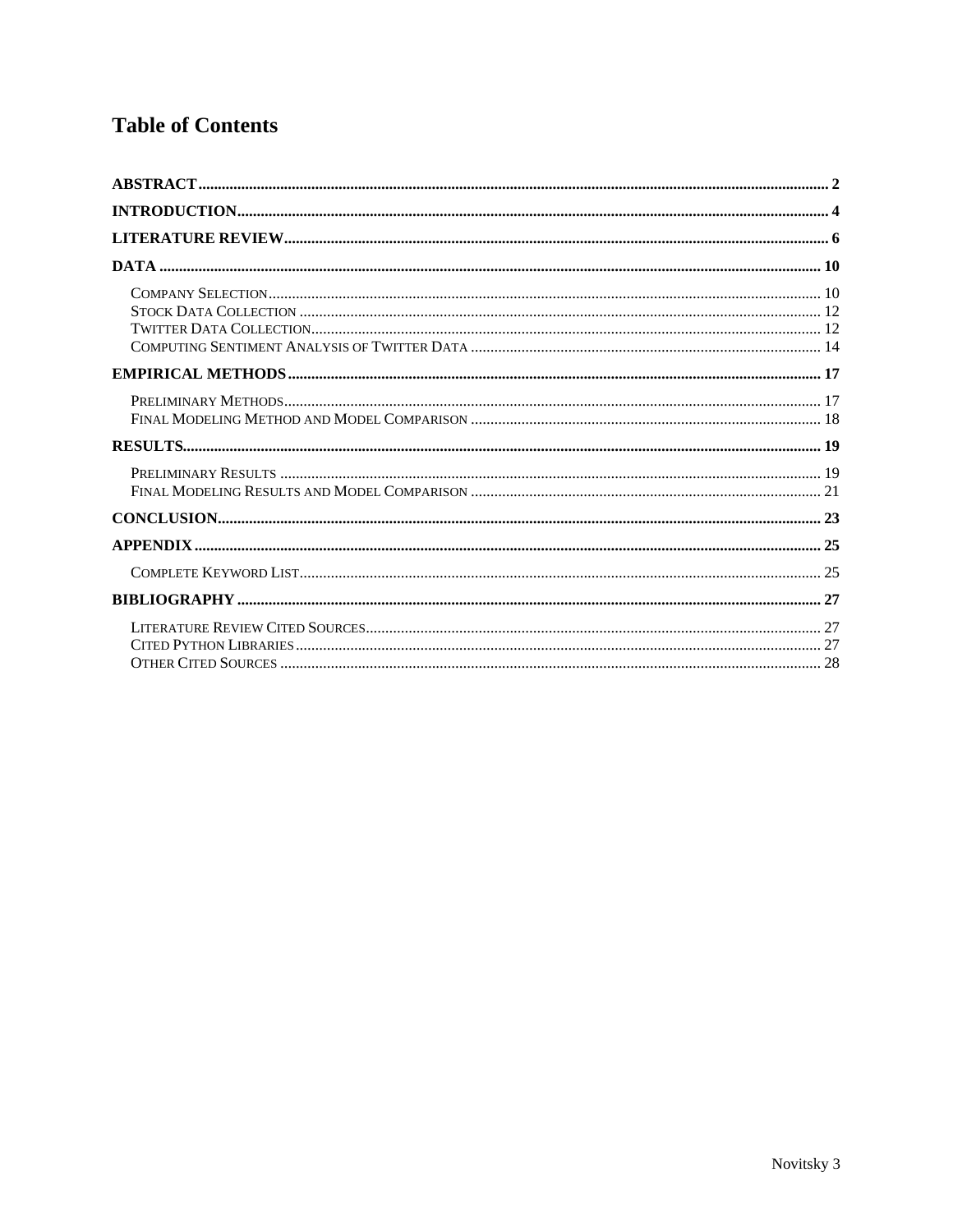# Table of Contents

**ABSTRACT** ........ 2

**INTRODUCTION** ........ 4

**LITERATURE REVIEW** ........ 6

**DATA** ........ 10

- COMPANY SELECTION ........ 10
- STOCK DATA COLLECTION ........ 12
- TWITTER DATA COLLECTION ........ 12
- COMPUTING SENTIMENT ANALYSIS OF TWITTER DATA ........ 14

**EMPIRICAL METHODS** ........ 17

- PRELIMINARY METHODS ........ 17
- FINAL MODELING METHOD AND MODEL COMPARISON ........ 18

**RESULTS** ........ 19

- PRELIMINARY RESULTS ........ 19
- FINAL MODELING RESULTS AND MODEL COMPARISON ........ 21

**CONCLUSION** ........ 23

**APPENDIX** ........ 25

- COMPLETE KEYWORD LIST ........ 25

**BIBLIOGRAPHY** ........ 27

- LITERATURE REVIEW CITED SOURCES ........ 27
- CITED PYTHON LIBRARIES ........ 27
- OTHER CITED SOURCES ........ 28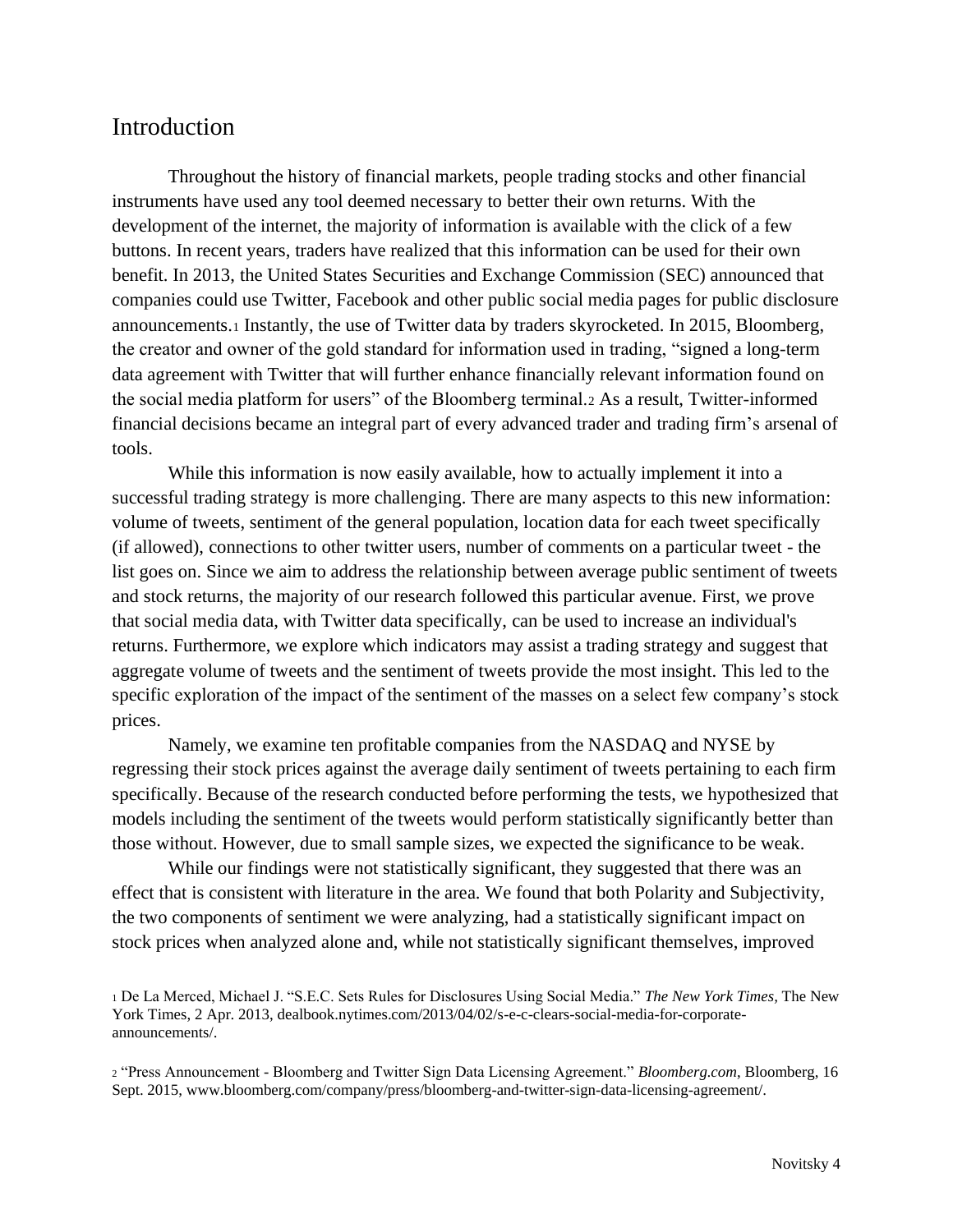## Introduction

Throughout the history of financial markets, people trading stocks and other financial instruments have used any tool deemed necessary to better their own returns. With the development of the internet, the majority of information is available with the click of a few buttons. In recent years, traders have realized that this information can be used for their own benefit. In 2013, the United States Securities and Exchange Commission (SEC) announced that companies could use Twitter, Facebook and other public social media pages for public disclosure announcements.[1] Instantly, the use of Twitter data by traders skyrocketed. In 2015, Bloomberg, the creator and owner of the gold standard for information used in trading, "signed a long-term data agreement with Twitter that will further enhance financially relevant information found on the social media platform for users" of the Bloomberg terminal.[2] As a result, Twitter-informed financial decisions became an integral part of every advanced trader and trading firm's arsenal of tools.

While this information is now easily available, how to actually implement it into a successful trading strategy is more challenging. There are many aspects to this new information: volume of tweets, sentiment of the general population, location data for each tweet specifically (if allowed), connections to other twitter users, number of comments on a particular tweet - the list goes on. Since we aim to address the relationship between average public sentiment of tweets and stock returns, the majority of our research followed this particular avenue. First, we prove that social media data, with Twitter data specifically, can be used to increase an individual's returns. Furthermore, we explore which indicators may assist a trading strategy and suggest that aggregate volume of tweets and the sentiment of tweets provide the most insight. This led to the specific exploration of the impact of the sentiment of the masses on a select few company's stock prices.

Namely, we examine ten profitable companies from the NASDAQ and NYSE by regressing their stock prices against the average daily sentiment of tweets pertaining to each firm specifically. Because of the research conducted before performing the tests, we hypothesized that models including the sentiment of the tweets would perform statistically significantly better than those without. However, due to small sample sizes, we expected the significance to be weak.

While our findings were not statistically significant, they suggested that there was an effect that is consistent with literature in the area. We found that both Polarity and Subjectivity, the two components of sentiment we were analyzing, had a statistically significant impact on stock prices when analyzed alone and, while not statistically significant themselves, improved

[1] De La Merced, Michael J. "S.E.C. Sets Rules for Disclosures Using Social Media." *The New York Times*, The New York Times, 2 Apr. 2013, dealbook.nytimes.com/2013/04/02/s-e-c-clears-social-media-for-corporate-announcements/.

[2] "Press Announcement - Bloomberg and Twitter Sign Data Licensing Agreement." *Bloomberg.com*, Bloomberg, 16 Sept. 2015, www.bloomberg.com/company/press/bloomberg-and-twitter-sign-data-licensing-agreement/.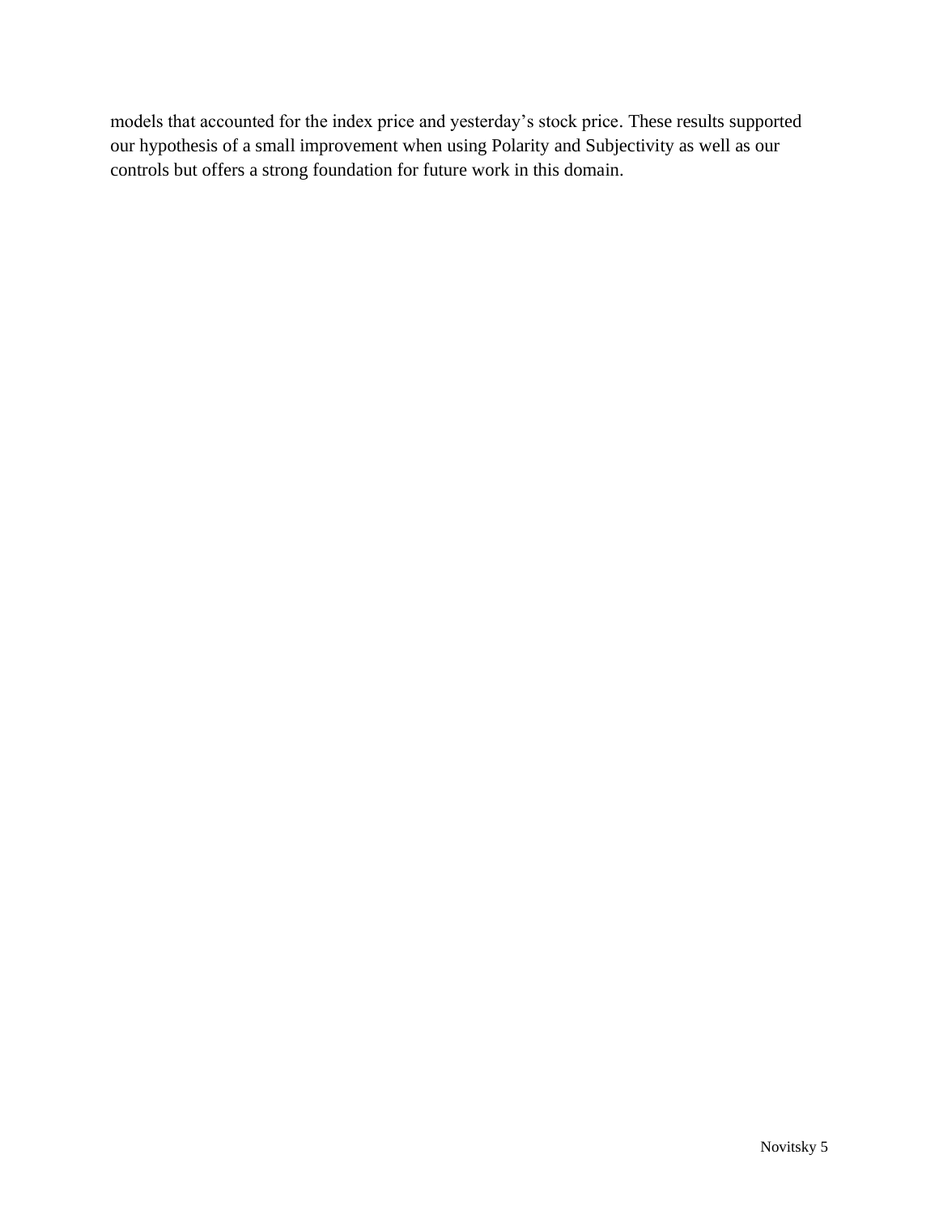models that accounted for the index price and yesterday’s stock price. These results supported our hypothesis of a small improvement when using Polarity and Subjectivity as well as our controls but offers a strong foundation for future work in this domain.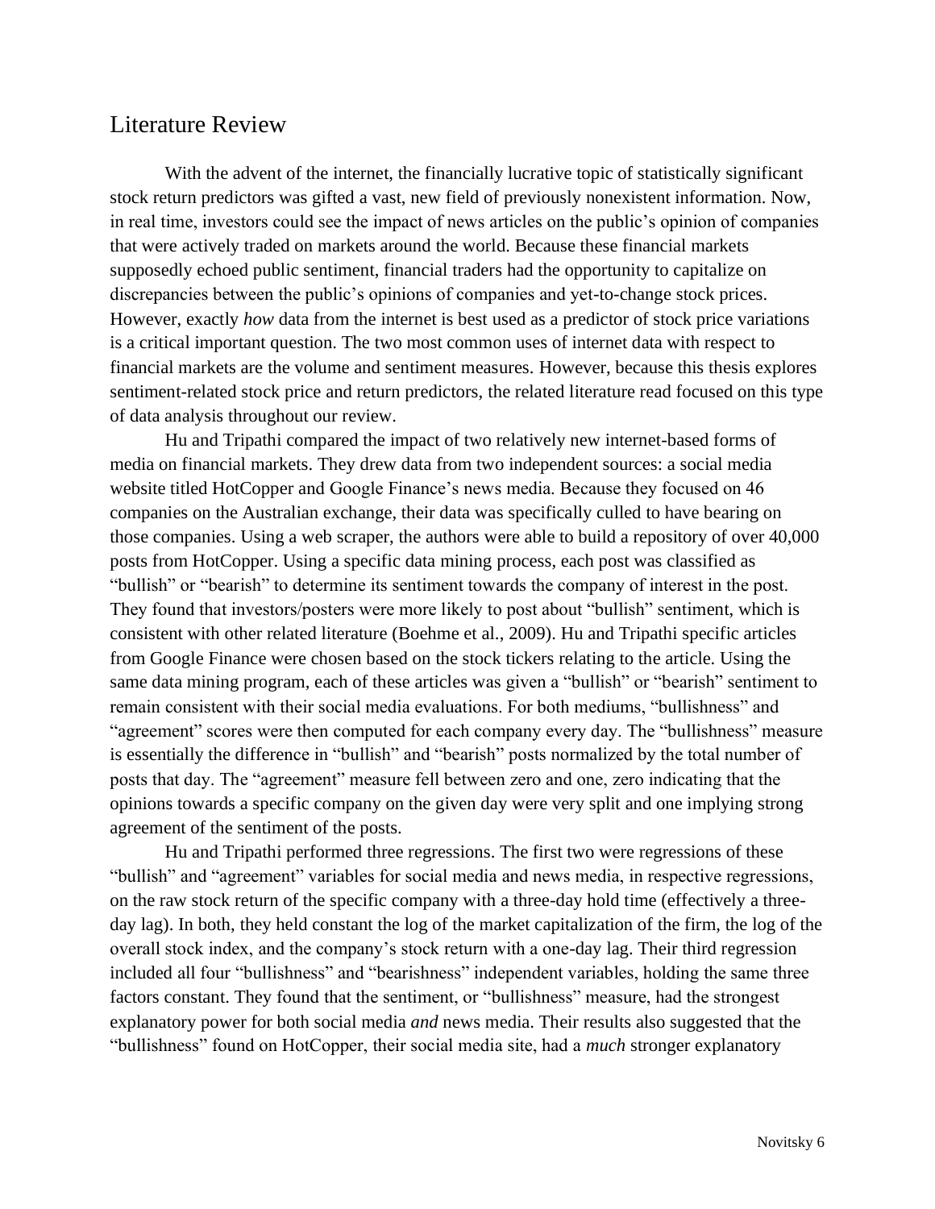## Literature Review

With the advent of the internet, the financially lucrative topic of statistically significant stock return predictors was gifted a vast, new field of previously nonexistent information. Now, in real time, investors could see the impact of news articles on the public's opinion of companies that were actively traded on markets around the world. Because these financial markets supposedly echoed public sentiment, financial traders had the opportunity to capitalize on discrepancies between the public's opinions of companies and yet-to-change stock prices. However, exactly *how* data from the internet is best used as a predictor of stock price variations is a critical important question. The two most common uses of internet data with respect to financial markets are the volume and sentiment measures. However, because this thesis explores sentiment-related stock price and return predictors, the related literature read focused on this type of data analysis throughout our review.

Hu and Tripathi compared the impact of two relatively new internet-based forms of media on financial markets. They drew data from two independent sources: a social media website titled HotCopper and Google Finance's news media. Because they focused on 46 companies on the Australian exchange, their data was specifically culled to have bearing on those companies. Using a web scraper, the authors were able to build a repository of over 40,000 posts from HotCopper. Using a specific data mining process, each post was classified as "bullish" or "bearish" to determine its sentiment towards the company of interest in the post. They found that investors/posters were more likely to post about "bullish" sentiment, which is consistent with other related literature (Boehme et al., 2009). Hu and Tripathi specific articles from Google Finance were chosen based on the stock tickers relating to the article. Using the same data mining program, each of these articles was given a "bullish" or "bearish" sentiment to remain consistent with their social media evaluations. For both mediums, "bullishness" and "agreement" scores were then computed for each company every day. The "bullishness" measure is essentially the difference in "bullish" and "bearish" posts normalized by the total number of posts that day. The "agreement" measure fell between zero and one, zero indicating that the opinions towards a specific company on the given day were very split and one implying strong agreement of the sentiment of the posts.

Hu and Tripathi performed three regressions. The first two were regressions of these "bullish" and "agreement" variables for social media and news media, in respective regressions, on the raw stock return of the specific company with a three-day hold time (effectively a three-day lag). In both, they held constant the log of the market capitalization of the firm, the log of the overall stock index, and the company's stock return with a one-day lag. Their third regression included all four "bullishness" and "bearishness" independent variables, holding the same three factors constant. They found that the sentiment, or "bullishness" measure, had the strongest explanatory power for both social media *and* news media. Their results also suggested that the "bullishness" found on HotCopper, their social media site, had a *much* stronger explanatory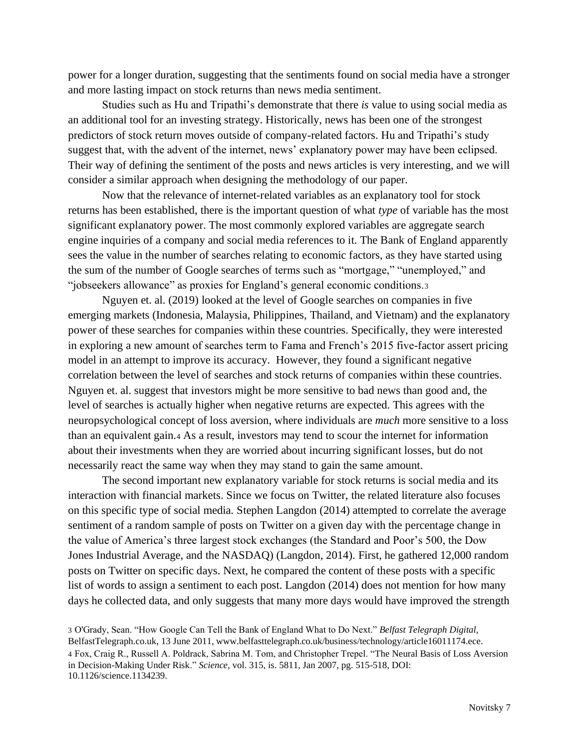power for a longer duration, suggesting that the sentiments found on social media have a stronger and more lasting impact on stock returns than news media sentiment.

Studies such as Hu and Tripathi's demonstrate that there *is* value to using social media as an additional tool for an investing strategy. Historically, news has been one of the strongest predictors of stock return moves outside of company-related factors. Hu and Tripathi's study suggest that, with the advent of the internet, news' explanatory power may have been eclipsed. Their way of defining the sentiment of the posts and news articles is very interesting, and we will consider a similar approach when designing the methodology of our paper.

Now that the relevance of internet-related variables as an explanatory tool for stock returns has been established, there is the important question of what *type* of variable has the most significant explanatory power. The most commonly explored variables are aggregate search engine inquiries of a company and social media references to it. The Bank of England apparently sees the value in the number of searches relating to economic factors, as they have started using the sum of the number of Google searches of terms such as "mortgage," "unemployed," and "jobseekers allowance" as proxies for England's general economic conditions.[3]

Nguyen et. al. (2019) looked at the level of Google searches on companies in five emerging markets (Indonesia, Malaysia, Philippines, Thailand, and Vietnam) and the explanatory power of these searches for companies within these countries. Specifically, they were interested in exploring a new amount of searches term to Fama and French's 2015 five-factor assert pricing model in an attempt to improve its accuracy. However, they found a significant negative correlation between the level of searches and stock returns of companies within these countries. Nguyen et. al. suggest that investors might be more sensitive to bad news than good and, the level of searches is actually higher when negative returns are expected. This agrees with the neuropsychological concept of loss aversion, where individuals are *much* more sensitive to a loss than an equivalent gain.[4] As a result, investors may tend to scour the internet for information about their investments when they are worried about incurring significant losses, but do not necessarily react the same way when they may stand to gain the same amount.

The second important new explanatory variable for stock returns is social media and its interaction with financial markets. Since we focus on Twitter, the related literature also focuses on this specific type of social media. Stephen Langdon (2014) attempted to correlate the average sentiment of a random sample of posts on Twitter on a given day with the percentage change in the value of America's three largest stock exchanges (the Standard and Poor's 500, the Dow Jones Industrial Average, and the NASDAQ) (Langdon, 2014). First, he gathered 12,000 random posts on Twitter on specific days. Next, he compared the content of these posts with a specific list of words to assign a sentiment to each post. Langdon (2014) does not mention for how many days he collected data, and only suggests that many more days would have improved the strength

[3] O'Grady, Sean. "How Google Can Tell the Bank of England What to Do Next." *Belfast Telegraph Digital*, BelfastTelegraph.co.uk, 13 June 2011, www.belfasttelegraph.co.uk/business/technology/article16011174.ece.

[4] Fox, Craig R., Russell A. Poldrack, Sabrina M. Tom, and Christopher Trepel. "The Neural Basis of Loss Aversion in Decision-Making Under Risk." *Science*, vol. 315, is. 5811, Jan 2007, pg. 515-518, DOI: 10.1126/science.1134239.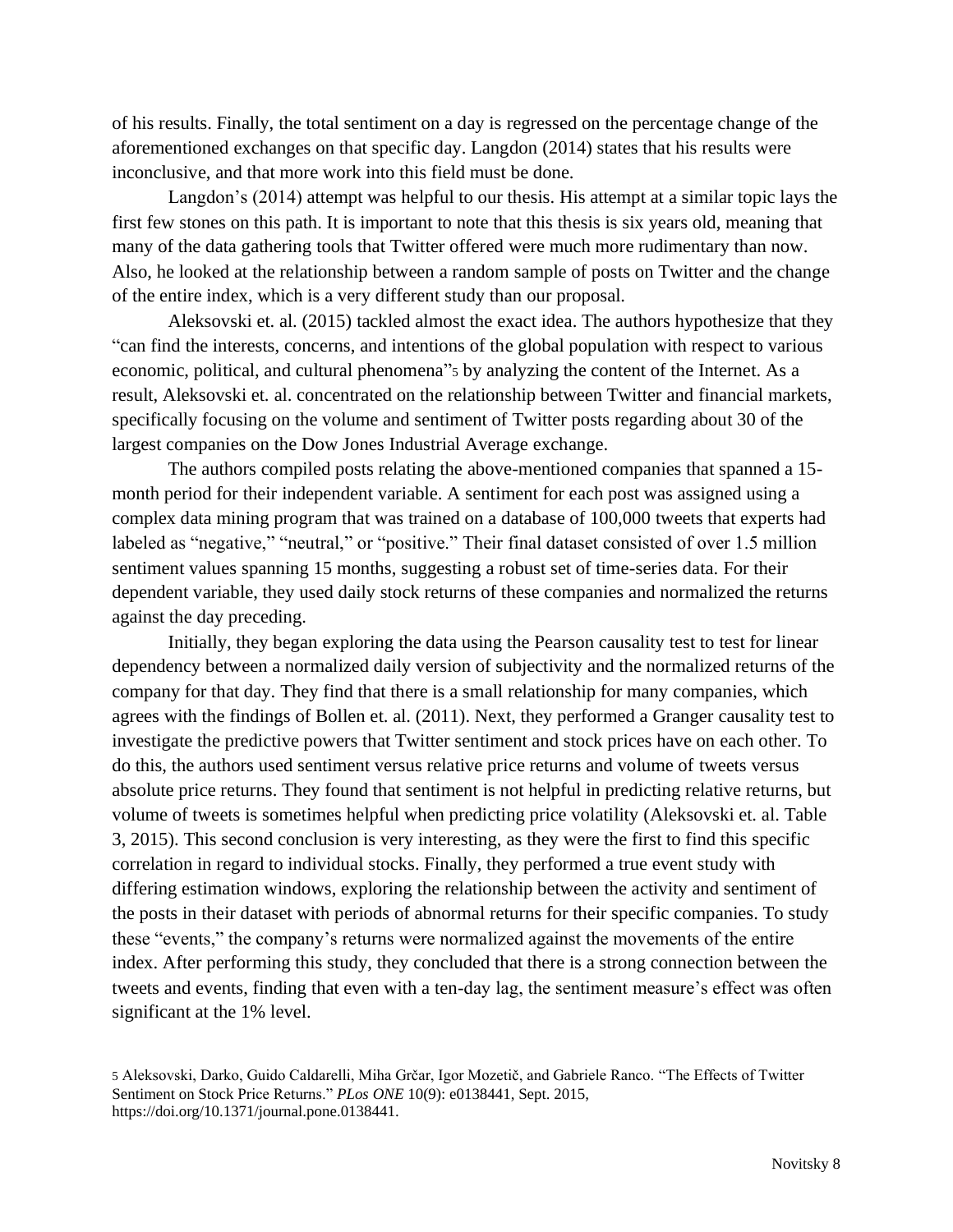of his results. Finally, the total sentiment on a day is regressed on the percentage change of the aforementioned exchanges on that specific day. Langdon (2014) states that his results were inconclusive, and that more work into this field must be done.

Langdon's (2014) attempt was helpful to our thesis. His attempt at a similar topic lays the first few stones on this path. It is important to note that this thesis is six years old, meaning that many of the data gathering tools that Twitter offered were much more rudimentary than now. Also, he looked at the relationship between a random sample of posts on Twitter and the change of the entire index, which is a very different study than our proposal.

Aleksovski et. al. (2015) tackled almost the exact idea. The authors hypothesize that they "can find the interests, concerns, and intentions of the global population with respect to various economic, political, and cultural phenomena"[5] by analyzing the content of the Internet. As a result, Aleksovski et. al. concentrated on the relationship between Twitter and financial markets, specifically focusing on the volume and sentiment of Twitter posts regarding about 30 of the largest companies on the Dow Jones Industrial Average exchange.

The authors compiled posts relating the above-mentioned companies that spanned a 15-month period for their independent variable. A sentiment for each post was assigned using a complex data mining program that was trained on a database of 100,000 tweets that experts had labeled as "negative," "neutral," or "positive." Their final dataset consisted of over 1.5 million sentiment values spanning 15 months, suggesting a robust set of time-series data. For their dependent variable, they used daily stock returns of these companies and normalized the returns against the day preceding.

Initially, they began exploring the data using the Pearson causality test to test for linear dependency between a normalized daily version of subjectivity and the normalized returns of the company for that day. They find that there is a small relationship for many companies, which agrees with the findings of Bollen et. al. (2011). Next, they performed a Granger causality test to investigate the predictive powers that Twitter sentiment and stock prices have on each other. To do this, the authors used sentiment versus relative price returns and volume of tweets versus absolute price returns. They found that sentiment is not helpful in predicting relative returns, but volume of tweets is sometimes helpful when predicting price volatility (Aleksovski et. al. Table 3, 2015). This second conclusion is very interesting, as they were the first to find this specific correlation in regard to individual stocks. Finally, they performed a true event study with differing estimation windows, exploring the relationship between the activity and sentiment of the posts in their dataset with periods of abnormal returns for their specific companies. To study these "events," the company's returns were normalized against the movements of the entire index. After performing this study, they concluded that there is a strong connection between the tweets and events, finding that even with a ten-day lag, the sentiment measure's effect was often significant at the 1% level.

[5] Aleksovski, Darko, Guido Caldarelli, Miha Grčar, Igor Mozetič, and Gabriele Ranco. "The Effects of Twitter Sentiment on Stock Price Returns." *PLos ONE* 10(9): e0138441, Sept. 2015, https://doi.org/10.1371/journal.pone.0138441.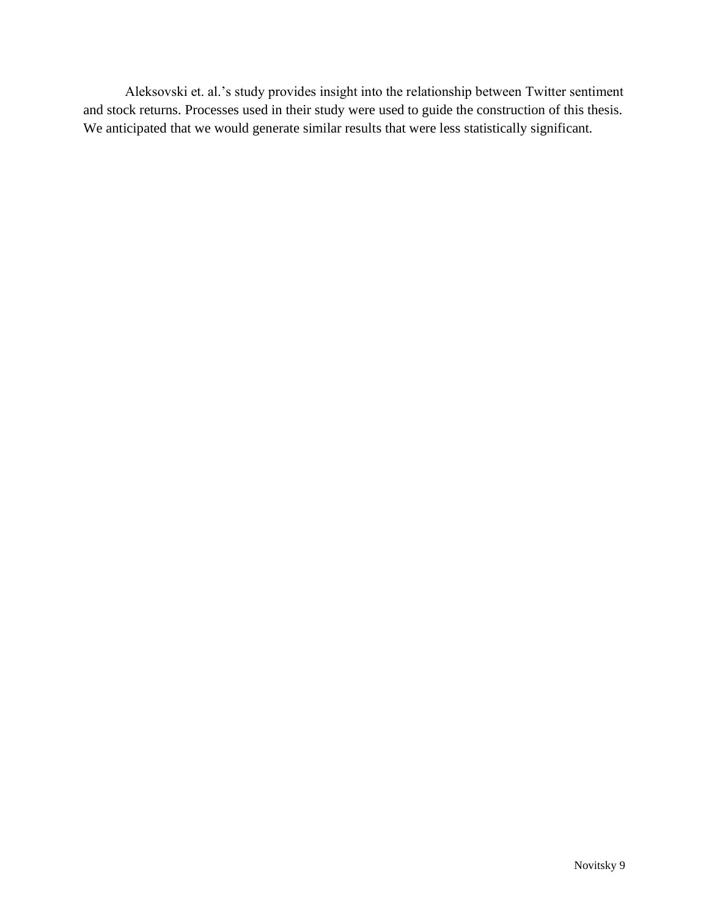Aleksovski et. al.'s study provides insight into the relationship between Twitter sentiment and stock returns. Processes used in their study were used to guide the construction of this thesis. We anticipated that we would generate similar results that were less statistically significant.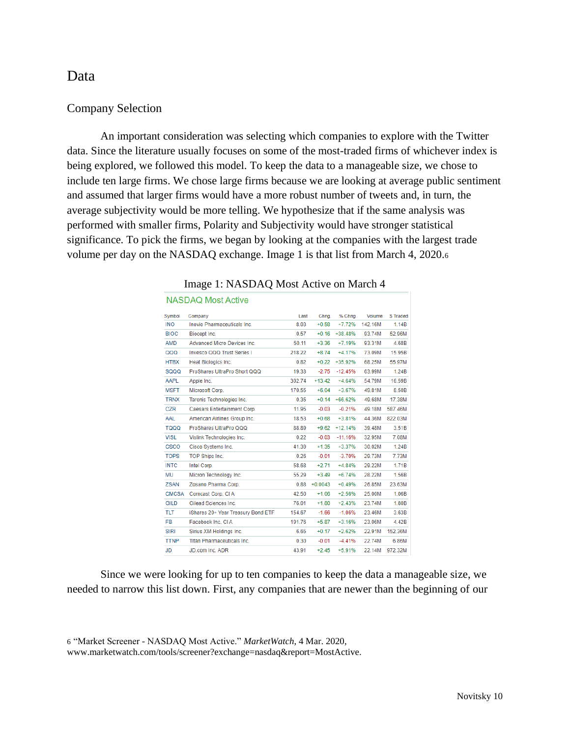# Data

## Company Selection

An important consideration was selecting which companies to explore with the Twitter data. Since the literature usually focuses on some of the most-traded firms of whichever index is being explored, we followed this model. To keep the data to a manageable size, we chose to include ten large firms. We chose large firms because we are looking at average public sentiment and assumed that larger firms would have a more robust number of tweets and, in turn, the average subjectivity would be more telling. We hypothesize that if the same analysis was performed with smaller firms, Polarity and Subjectivity would have stronger statistical significance. To pick the firms, we began by looking at the companies with the largest trade volume per day on the NASDAQ exchange. Image 1 is that list from March 4, 2020.[6]

Image 1: NASDAQ Most Active on March 4

NASDAQ Most Active

| Symbol | Company | Last | Chng. | % Chng | Volume | $ Traded |
|---|---|---|---|---|---|---|
| INO | Inovio Pharmaceuticals Inc. | 8.03 | +0.58 | +7.72% | 142.16M | 1.14B |
| BIOC | Biocept Inc. | 0.57 | +0.16 | +38.48% | 93.74M | 52.96M |
| AMD | Advanced Micro Devices Inc. | 50.11 | +3.36 | +7.19% | 93.31M | 4.68B |
| QQQ | Invesco QQQ Trust Series I | 218.22 | +8.74 | +4.17% | 73.09M | 15.95B |
| HTBX | Heat Biologics Inc. | 0.82 | +0.22 | +35.92% | 68.25M | 55.97M |
| SQQQ | ProShares UltraPro Short QQQ | 19.33 | -2.75 | -12.45% | 63.99M | 1.24B |
| AAPL | Apple Inc. | 302.74 | +13.42 | +4.64% | 54.79M | 16.59B |
| MSFT | Microsoft Corp. | 170.55 | +6.04 | +3.67% | 49.81M | 8.50B |
| TRNX | Taronis Technologies Inc. | 0.35 | +0.14 | +66.62% | 49.68M | 17.38M |
| CZR | Caesars Entertainment Corp. | 11.95 | -0.03 | -0.21% | 49.18M | 587.46M |
| AAL | American Airlines Group Inc. | 18.53 | +0.68 | +3.81% | 44.36M | 822.03M |
| TQQQ | ProShares UltraPro QQQ | 88.89 | +9.62 | +12.14% | 39.48M | 3.51B |
| VISL | Vislink Technologies Inc. | 0.22 | -0.03 | -11.16% | 32.95M | 7.08M |
| CSCO | Cisco Systems Inc. | 41.39 | +1.35 | +3.37% | 30.02M | 1.24B |
| TOPS | TOP Ships Inc. | 0.26 | -0.01 | -3.70% | 29.73M | 7.73M |
| INTC | Intel Corp. | 58.68 | +2.71 | +4.84% | 29.22M | 1.71B |
| MU | Micron Technology Inc. | 55.29 | +3.49 | +6.74% | 28.22M | 1.56B |
| ZSAN | Zosano Pharma Corp. | 0.88 | +0.0043 | +0.49% | 26.85M | 23.63M |
| CMCSA | Comcast Corp. Cl A | 42.50 | +1.06 | +2.56% | 25.00M | 1.06B |
| GILD | Gilead Sciences Inc. | 76.01 | +1.80 | +2.43% | 23.74M | 1.80B |
| TLT | iShares 20+ Year Treasury Bond ETF | 154.67 | -1.66 | -1.06% | 23.46M | 3.63B |
| FB | Facebook Inc. Cl A | 191.76 | +5.87 | +3.16% | 23.06M | 4.42B |
| SIRI | Sirius XM Holdings Inc. | 6.65 | +0.17 | +2.62% | 22.91M | 152.36M |
| TTNP | Titan Pharmaceuticals Inc. | 0.30 | -0.01 | -4.41% | 22.74M | 6.86M |
| JD | JD.com Inc. ADR | 43.91 | +2.45 | +5.91% | 22.14M | 972.32M |

Since we were looking for up to ten companies to keep the data a manageable size, we needed to narrow this list down. First, any companies that are newer than the beginning of our

[6] "Market Screener - NASDAQ Most Active." *MarketWatch*, 4 Mar. 2020, www.marketwatch.com/tools/screener?exchange=nasdaq&report=MostActive.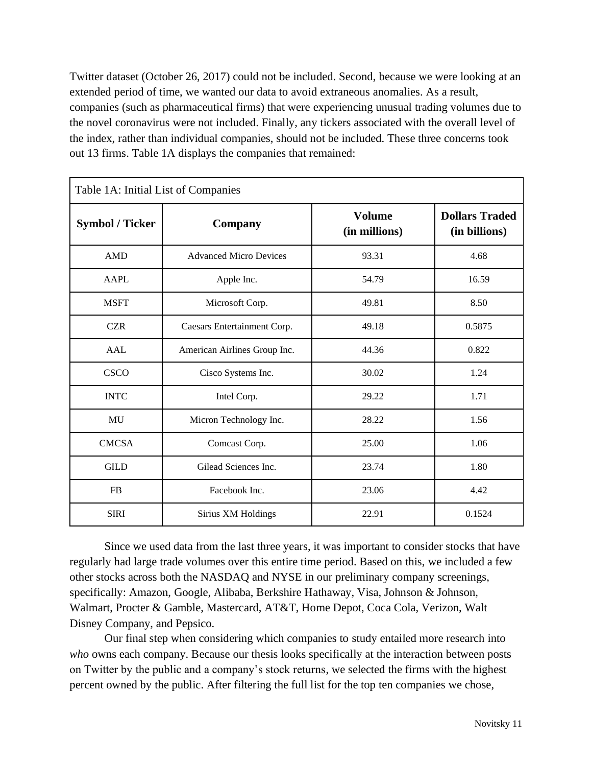Twitter dataset (October 26, 2017) could not be included. Second, because we were looking at an extended period of time, we wanted our data to avoid extraneous anomalies. As a result, companies (such as pharmaceutical firms) that were experiencing unusual trading volumes due to the novel coronavirus were not included. Finally, any tickers associated with the overall level of the index, rather than individual companies, should not be included. These three concerns took out 13 firms. Table 1A displays the companies that remained:

Table 1A: Initial List of Companies

| Symbol / Ticker | Company | Volume (in millions) | Dollars Traded (in billions) |
|---|---|---|---|
| AMD | Advanced Micro Devices | 93.31 | 4.68 |
| AAPL | Apple Inc. | 54.79 | 16.59 |
| MSFT | Microsoft Corp. | 49.81 | 8.50 |
| CZR | Caesars Entertainment Corp. | 49.18 | 0.5875 |
| AAL | American Airlines Group Inc. | 44.36 | 0.822 |
| CSCO | Cisco Systems Inc. | 30.02 | 1.24 |
| INTC | Intel Corp. | 29.22 | 1.71 |
| MU | Micron Technology Inc. | 28.22 | 1.56 |
| CMCSA | Comcast Corp. | 25.00 | 1.06 |
| GILD | Gilead Sciences Inc. | 23.74 | 1.80 |
| FB | Facebook Inc. | 23.06 | 4.42 |
| SIRI | Sirius XM Holdings | 22.91 | 0.1524 |

Since we used data from the last three years, it was important to consider stocks that have regularly had large trade volumes over this entire time period. Based on this, we included a few other stocks across both the NASDAQ and NYSE in our preliminary company screenings, specifically: Amazon, Google, Alibaba, Berkshire Hathaway, Visa, Johnson & Johnson, Walmart, Procter & Gamble, Mastercard, AT&T, Home Depot, Coca Cola, Verizon, Walt Disney Company, and Pepsico.

Our final step when considering which companies to study entailed more research into *who* owns each company. Because our thesis looks specifically at the interaction between posts on Twitter by the public and a company's stock returns, we selected the firms with the highest percent owned by the public. After filtering the full list for the top ten companies we chose,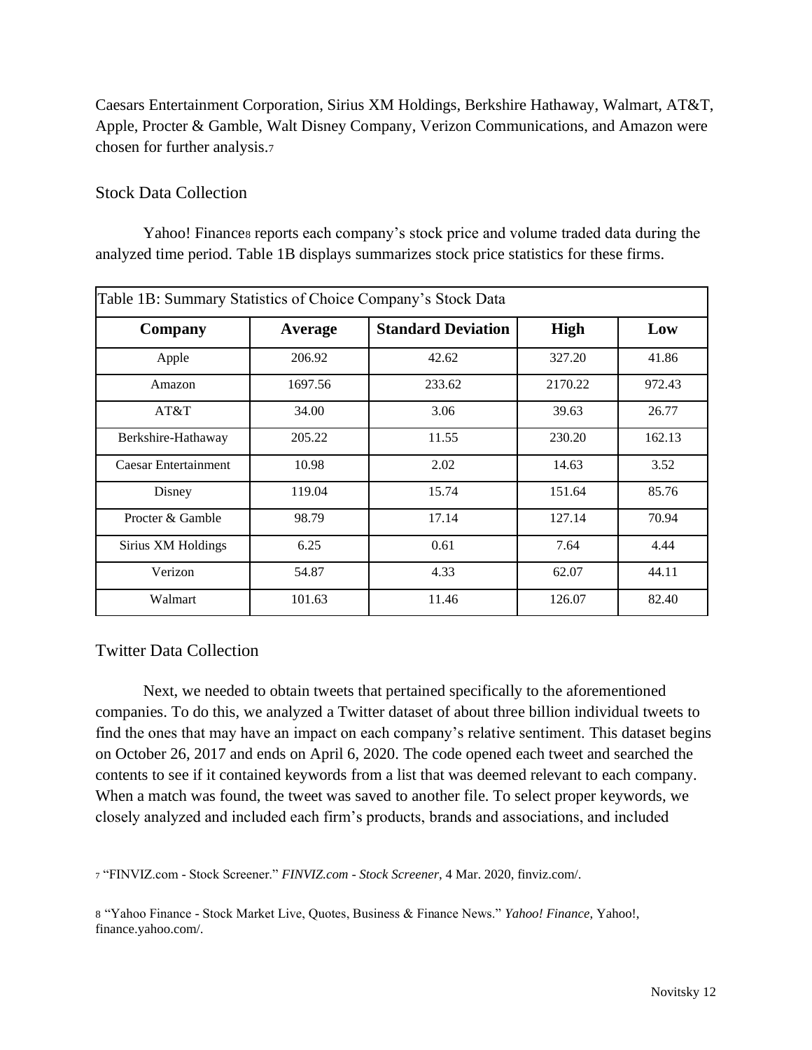Caesars Entertainment Corporation, Sirius XM Holdings, Berkshire Hathaway, Walmart, AT&T, Apple, Procter & Gamble, Walt Disney Company, Verizon Communications, and Amazon were chosen for further analysis.[7]

## Stock Data Collection

Yahoo! Finance[8] reports each company's stock price and volume traded data during the analyzed time period. Table 1B displays summarizes stock price statistics for these firms.

Table 1B: Summary Statistics of Choice Company's Stock Data

| Company | Average | Standard Deviation | High | Low |
|---|---|---|---|---|
| Apple | 206.92 | 42.62 | 327.20 | 41.86 |
| Amazon | 1697.56 | 233.62 | 2170.22 | 972.43 |
| AT&T | 34.00 | 3.06 | 39.63 | 26.77 |
| Berkshire-Hathaway | 205.22 | 11.55 | 230.20 | 162.13 |
| Caesar Entertainment | 10.98 | 2.02 | 14.63 | 3.52 |
| Disney | 119.04 | 15.74 | 151.64 | 85.76 |
| Procter & Gamble | 98.79 | 17.14 | 127.14 | 70.94 |
| Sirius XM Holdings | 6.25 | 0.61 | 7.64 | 4.44 |
| Verizon | 54.87 | 4.33 | 62.07 | 44.11 |
| Walmart | 101.63 | 11.46 | 126.07 | 82.40 |

## Twitter Data Collection

Next, we needed to obtain tweets that pertained specifically to the aforementioned companies. To do this, we analyzed a Twitter dataset of about three billion individual tweets to find the ones that may have an impact on each company's relative sentiment. This dataset begins on October 26, 2017 and ends on April 6, 2020. The code opened each tweet and searched the contents to see if it contained keywords from a list that was deemed relevant to each company. When a match was found, the tweet was saved to another file. To select proper keywords, we closely analyzed and included each firm's products, brands and associations, and included

[7] "FINVIZ.com - Stock Screener." *FINVIZ.com - Stock Screener*, 4 Mar. 2020, finviz.com/.

[8] "Yahoo Finance - Stock Market Live, Quotes, Business & Finance News." *Yahoo! Finance*, Yahoo!, finance.yahoo.com/.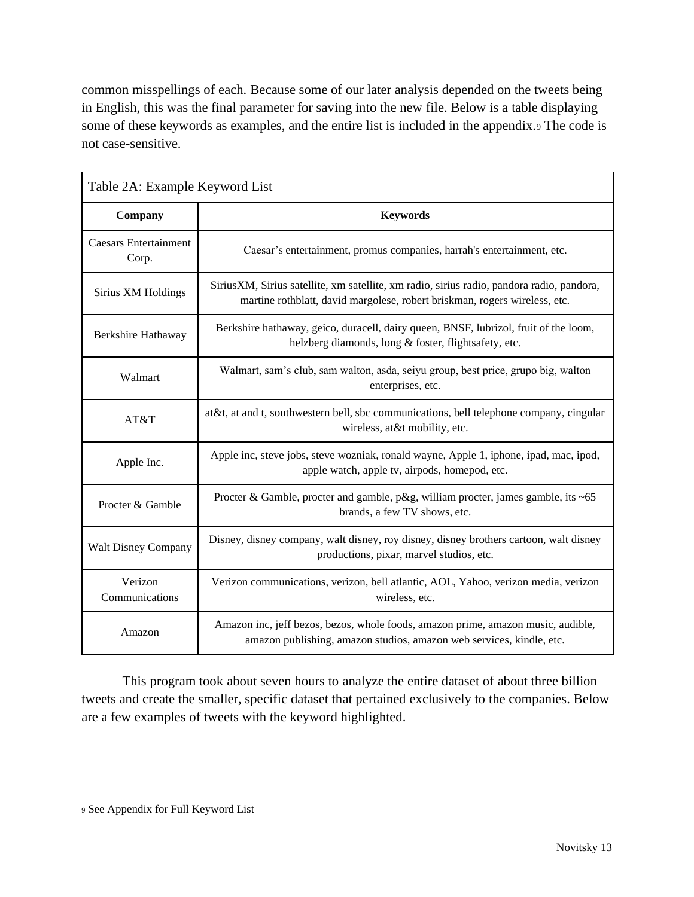common misspellings of each. Because some of our later analysis depended on the tweets being in English, this was the final parameter for saving into the new file. Below is a table displaying some of these keywords as examples, and the entire list is included in the appendix.[9] The code is not case-sensitive.

Table 2A: Example Keyword List

| Company | Keywords |
|---|---|
| Caesars Entertainment Corp. | Caesar's entertainment, promus companies, harrah's entertainment, etc. |
| Sirius XM Holdings | SiriusXM, Sirius satellite, xm satellite, xm radio, sirius radio, pandora radio, pandora, martine rothblatt, david margolese, robert briskman, rogers wireless, etc. |
| Berkshire Hathaway | Berkshire hathaway, geico, duracell, dairy queen, BNSF, lubrizol, fruit of the loom, helzberg diamonds, long & foster, flightsafety, etc. |
| Walmart | Walmart, sam's club, sam walton, asda, seiyu group, best price, grupo big, walton enterprises, etc. |
| AT&T | at&t, at and t, southwestern bell, sbc communications, bell telephone company, cingular wireless, at&t mobility, etc. |
| Apple Inc. | Apple inc, steve jobs, steve wozniak, ronald wayne, Apple 1, iphone, ipad, mac, ipod, apple watch, apple tv, airpods, homepod, etc. |
| Procter & Gamble | Procter & Gamble, procter and gamble, p&g, william procter, james gamble, its ~65 brands, a few TV shows, etc. |
| Walt Disney Company | Disney, disney company, walt disney, roy disney, disney brothers cartoon, walt disney productions, pixar, marvel studios, etc. |
| Verizon Communications | Verizon communications, verizon, bell atlantic, AOL, Yahoo, verizon media, verizon wireless, etc. |
| Amazon | Amazon inc, jeff bezos, bezos, whole foods, amazon prime, amazon music, audible, amazon publishing, amazon studios, amazon web services, kindle, etc. |

This program took about seven hours to analyze the entire dataset of about three billion tweets and create the smaller, specific dataset that pertained exclusively to the companies. Below are a few examples of tweets with the keyword highlighted.

[9] See Appendix for Full Keyword List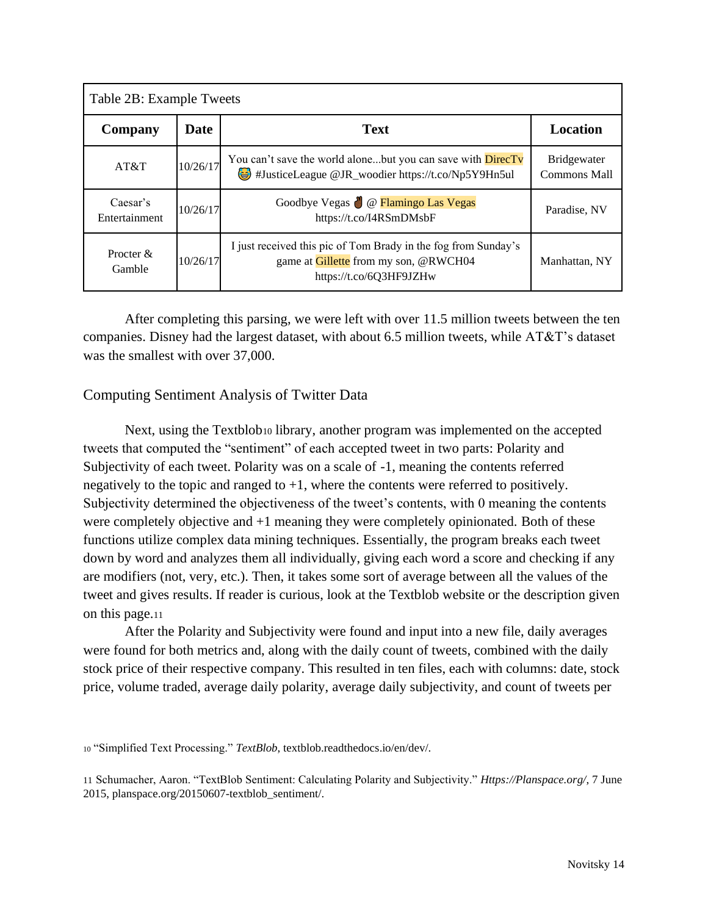| Table 2B: Example Tweets | | | |
|---|---|---|---|
| **Company** | **Date** | **Text** | **Location** |
| AT&T | 10/26/17 | You can't save the world alone...but you can save with DirecTv 😂 #JusticeLeague @JR_woodier https://t.co/Np5Y9Hn5ul | Bridgewater Commons Mall |
| Caesar's Entertainment | 10/26/17 | Goodbye Vegas ✌🏾 @ Flamingo Las Vegas https://t.co/I4RSmDMsbF | Paradise, NV |
| Procter & Gamble | 10/26/17 | I just received this pic of Tom Brady in the fog from Sunday's game at Gillette from my son, @RWCH04 https://t.co/6Q3HF9JZHw | Manhattan, NY |

After completing this parsing, we were left with over 11.5 million tweets between the ten companies. Disney had the largest dataset, with about 6.5 million tweets, while AT&T's dataset was the smallest with over 37,000.

## Computing Sentiment Analysis of Twitter Data

Next, using the Textblob[10] library, another program was implemented on the accepted tweets that computed the "sentiment" of each accepted tweet in two parts: Polarity and Subjectivity of each tweet. Polarity was on a scale of -1, meaning the contents referred negatively to the topic and ranged to +1, where the contents were referred to positively. Subjectivity determined the objectiveness of the tweet's contents, with 0 meaning the contents were completely objective and +1 meaning they were completely opinionated. Both of these functions utilize complex data mining techniques. Essentially, the program breaks each tweet down by word and analyzes them all individually, giving each word a score and checking if any are modifiers (not, very, etc.). Then, it takes some sort of average between all the values of the tweet and gives results. If reader is curious, look at the Textblob website or the description given on this page.[11]

After the Polarity and Subjectivity were found and input into a new file, daily averages were found for both metrics and, along with the daily count of tweets, combined with the daily stock price of their respective company. This resulted in ten files, each with columns: date, stock price, volume traded, average daily polarity, average daily subjectivity, and count of tweets per

[10] "Simplified Text Processing." *TextBlob,* textblob.readthedocs.io/en/dev/.

[11] Schumacher, Aaron. "TextBlob Sentiment: Calculating Polarity and Subjectivity." *Https://Planspace.org/*, 7 June 2015, planspace.org/20150607-textblob_sentiment/.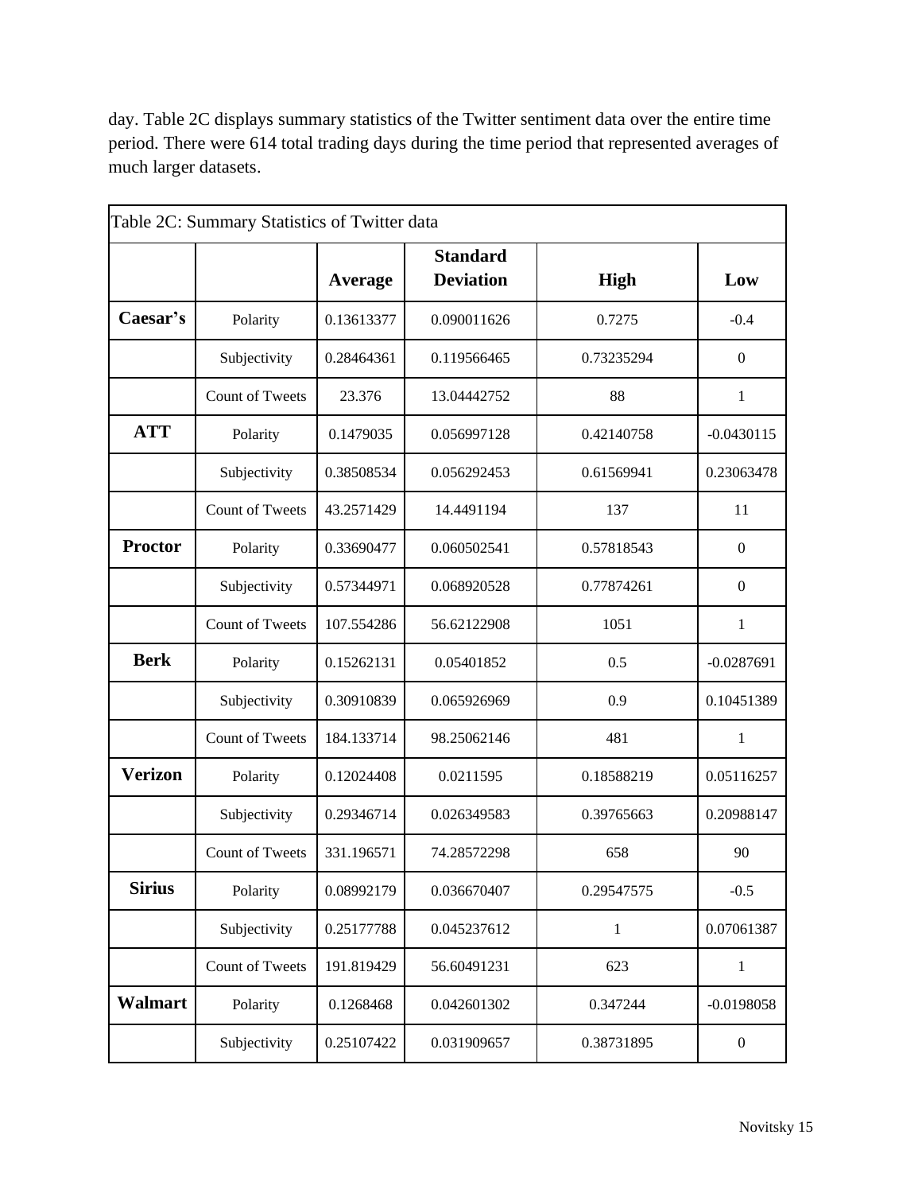day. Table 2C displays summary statistics of the Twitter sentiment data over the entire time period. There were 614 total trading days during the time period that represented averages of much larger datasets.

| Table 2C: Summary Statistics of Twitter data | | | | | |
|---|---|---|---|---|---|
| | | **Average** | **Standard Deviation** | **High** | **Low** |
| **Caesar's** | Polarity | 0.13613377 | 0.090011626 | 0.7275 | -0.4 |
| | Subjectivity | 0.28464361 | 0.119566465 | 0.73235294 | 0 |
| | Count of Tweets | 23.376 | 13.04442752 | 88 | 1 |
| **ATT** | Polarity | 0.1479035 | 0.056997128 | 0.42140758 | -0.0430115 |
| | Subjectivity | 0.38508534 | 0.056292453 | 0.61569941 | 0.23063478 |
| | Count of Tweets | 43.2571429 | 14.4491194 | 137 | 11 |
| **Proctor** | Polarity | 0.33690477 | 0.060502541 | 0.57818543 | 0 |
| | Subjectivity | 0.57344971 | 0.068920528 | 0.77874261 | 0 |
| | Count of Tweets | 107.554286 | 56.62122908 | 1051 | 1 |
| **Berk** | Polarity | 0.15262131 | 0.05401852 | 0.5 | -0.0287691 |
| | Subjectivity | 0.30910839 | 0.065926969 | 0.9 | 0.10451389 |
| | Count of Tweets | 184.133714 | 98.25062146 | 481 | 1 |
| **Verizon** | Polarity | 0.12024408 | 0.0211595 | 0.18588219 | 0.05116257 |
| | Subjectivity | 0.29346714 | 0.026349583 | 0.39765663 | 0.20988147 |
| | Count of Tweets | 331.196571 | 74.28572298 | 658 | 90 |
| **Sirius** | Polarity | 0.08992179 | 0.036670407 | 0.29547575 | -0.5 |
| | Subjectivity | 0.25177788 | 0.045237612 | 1 | 0.07061387 |
| | Count of Tweets | 191.819429 | 56.60491231 | 623 | 1 |
| **Walmart** | Polarity | 0.1268468 | 0.042601302 | 0.347244 | -0.0198058 |
| | Subjectivity | 0.25107422 | 0.031909657 | 0.38731895 | 0 |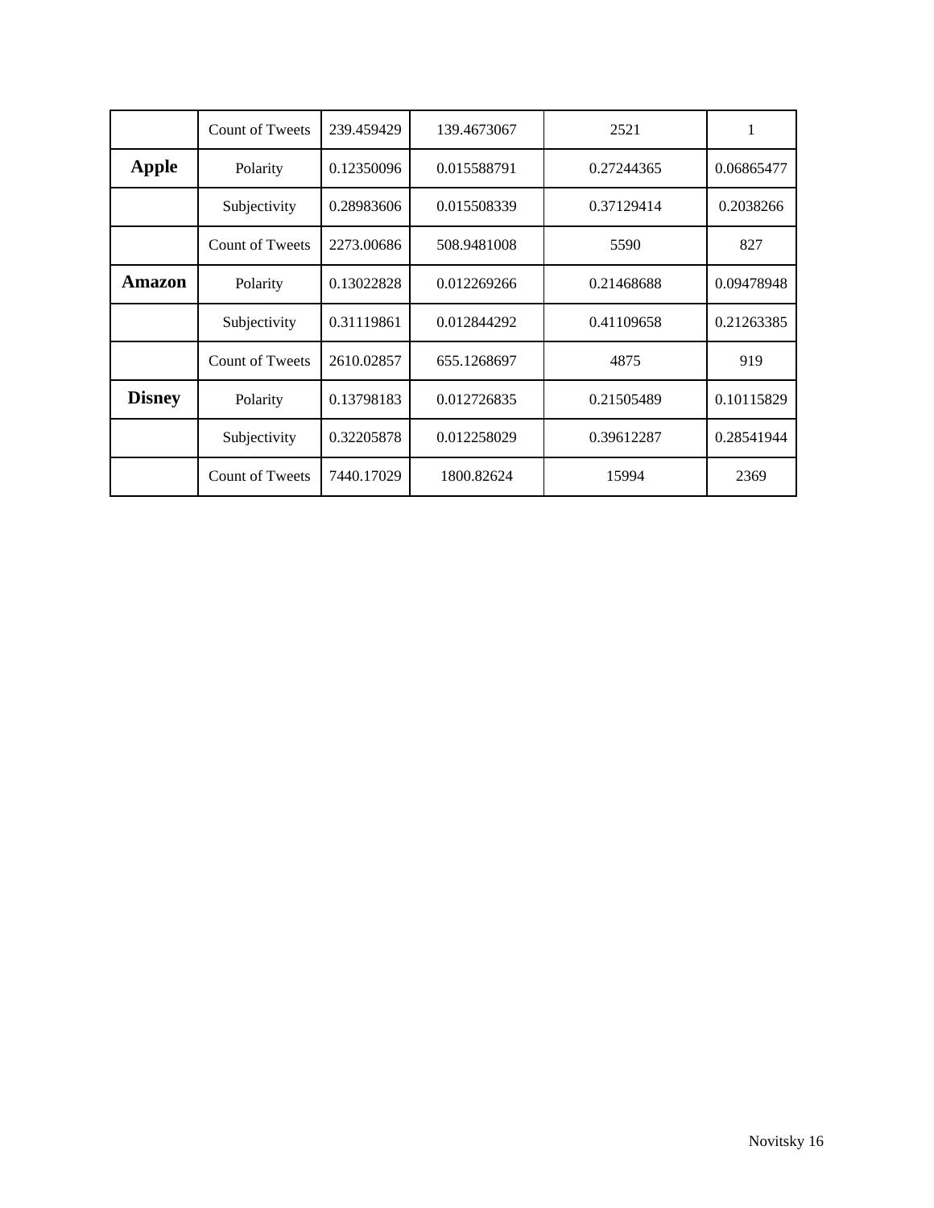| | | | | | |
|---|---|---|---|---|---|
| | Count of Tweets | 239.459429 | 139.4673067 | 2521 | 1 |
| **Apple** | Polarity | 0.12350096 | 0.015588791 | 0.27244365 | 0.06865477 |
| | Subjectivity | 0.28983606 | 0.015508339 | 0.37129414 | 0.2038266 |
| | Count of Tweets | 2273.00686 | 508.9481008 | 5590 | 827 |
| **Amazon** | Polarity | 0.13022828 | 0.012269266 | 0.21468688 | 0.09478948 |
| | Subjectivity | 0.31119861 | 0.012844292 | 0.41109658 | 0.21263385 |
| | Count of Tweets | 2610.02857 | 655.1268697 | 4875 | 919 |
| **Disney** | Polarity | 0.13798183 | 0.012726835 | 0.21505489 | 0.10115829 |
| | Subjectivity | 0.32205878 | 0.012258029 | 0.39612287 | 0.28541944 |
| | Count of Tweets | 7440.17029 | 1800.82624 | 15994 | 2369 |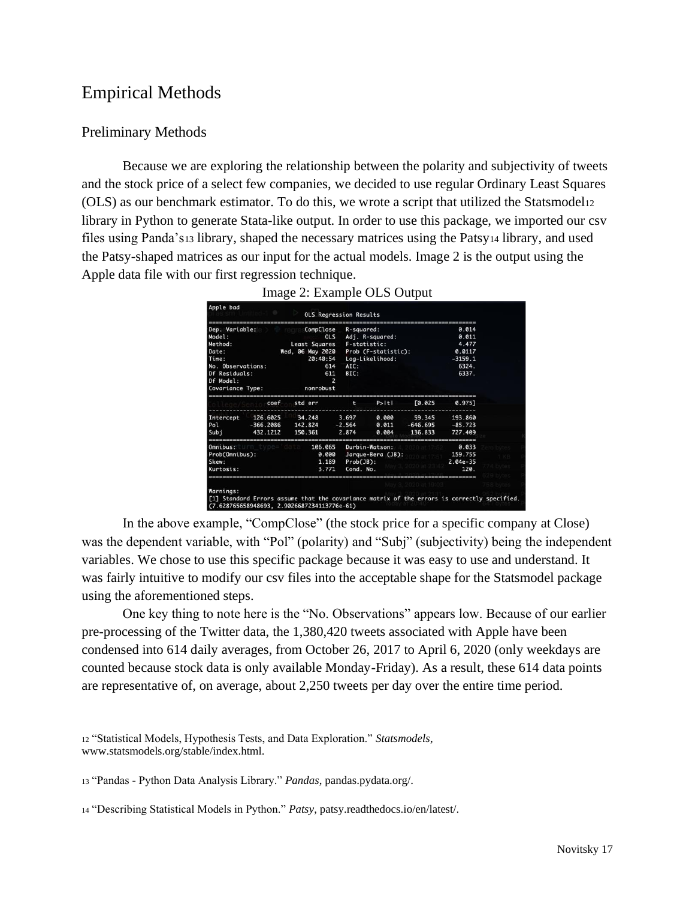# Empirical Methods

## Preliminary Methods

Because we are exploring the relationship between the polarity and subjectivity of tweets and the stock price of a select few companies, we decided to use regular Ordinary Least Squares (OLS) as our benchmark estimator. To do this, we wrote a script that utilized the Statsmodel[12] library in Python to generate Stata-like output. In order to use this package, we imported our csv files using Panda's[13] library, shaped the necessary matrices using the Patsy[14] library, and used the Patsy-shaped matrices as our input for the actual models. Image 2 is the output using the Apple data file with our first regression technique.

Image 2: Example OLS Output

```
Apple bad
                            OLS Regression Results
==============================================================================
Dep. Variable:              CompClose   R-squared:                       0.014
Model:                            OLS   Adj. R-squared:                  0.011
Method:                 Least Squares   F-statistic:                     4.477
Date:                Wed, 06 May 2020   Prob (F-statistic):             0.0117
Time:                        20:40:54   Log-Likelihood:                -3159.1
No. Observations:                 614   AIC:                             6324.
Df Residuals:                     611   BIC:                             6337.
Df Model:                           2
Covariance Type:            nonrobust
==============================================================================
                 coef    std err          t      P>|t|      [0.025      0.975]
------------------------------------------------------------------------------
Intercept    126.6025     34.248      3.697      0.000      59.345     193.860
Pol         -366.2086    142.824     -2.564      0.011    -646.695     -85.723
Subj         432.1212    150.361      2.874      0.004     136.833     727.409
==============================================================================
Omnibus:                      106.065   Durbin-Watson:                   0.033
Prob(Omnibus):                  0.000   Jarque-Bera (JB):              159.755
Skew:                           1.189   Prob(JB):                     2.04e-35
Kurtosis:                       3.771   Cond. No.                         120.
==============================================================================

Warnings:
[1] Standard Errors assume that the covariance matrix of the errors is correctly specified.
(7.628765658948693, 2.9026687234113776e-61)
```

In the above example, "CompClose" (the stock price for a specific company at Close) was the dependent variable, with "Pol" (polarity) and "Subj" (subjectivity) being the independent variables. We chose to use this specific package because it was easy to use and understand. It was fairly intuitive to modify our csv files into the acceptable shape for the Statsmodel package using the aforementioned steps.

One key thing to note here is the "No. Observations" appears low. Because of our earlier pre-processing of the Twitter data, the 1,380,420 tweets associated with Apple have been condensed into 614 daily averages, from October 26, 2017 to April 6, 2020 (only weekdays are counted because stock data is only available Monday-Friday). As a result, these 614 data points are representative of, on average, about 2,250 tweets per day over the entire time period.

[12] "Statistical Models, Hypothesis Tests, and Data Exploration." *Statsmodels*, www.statsmodels.org/stable/index.html.

[13] "Pandas - Python Data Analysis Library." *Pandas*, pandas.pydata.org/.

[14] "Describing Statistical Models in Python." *Patsy*, patsy.readthedocs.io/en/latest/.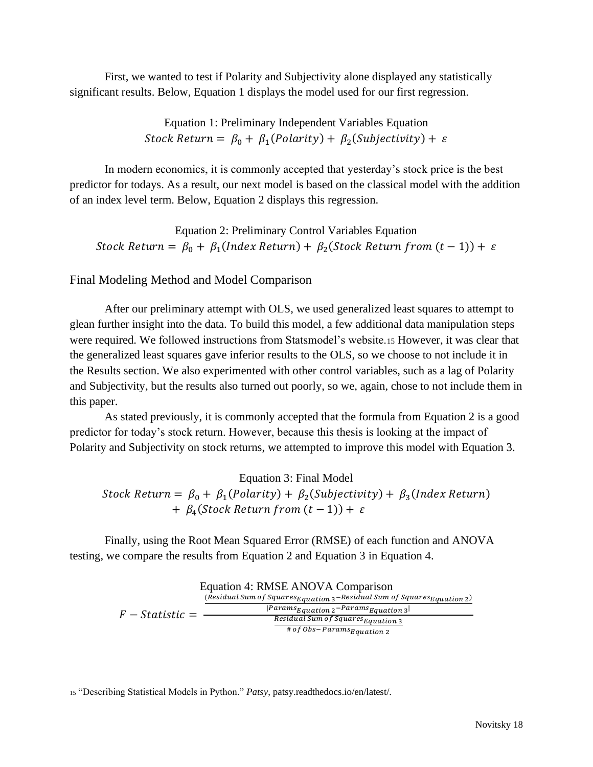First, we wanted to test if Polarity and Subjectivity alone displayed any statistically significant results. Below, Equation 1 displays the model used for our first regression.

Equation 1: Preliminary Independent Variables Equation

$$Stock\ Return = \beta_0 + \beta_1(Polarity) + \beta_2(Subjectivity) + \varepsilon$$

In modern economics, it is commonly accepted that yesterday's stock price is the best predictor for todays. As a result, our next model is based on the classical model with the addition of an index level term. Below, Equation 2 displays this regression.

Equation 2: Preliminary Control Variables Equation

$$Stock\ Return = \beta_0 + \beta_1(Index\ Return) + \beta_2(Stock\ Return\ from\ (t-1)) + \varepsilon$$

## Final Modeling Method and Model Comparison

After our preliminary attempt with OLS, we used generalized least squares to attempt to glean further insight into the data. To build this model, a few additional data manipulation steps were required. We followed instructions from Statsmodel's website.[15] However, it was clear that the generalized least squares gave inferior results to the OLS, so we choose to not include it in the Results section. We also experimented with other control variables, such as a lag of Polarity and Subjectivity, but the results also turned out poorly, so we, again, chose to not include them in this paper.

As stated previously, it is commonly accepted that the formula from Equation 2 is a good predictor for today's stock return. However, because this thesis is looking at the impact of Polarity and Subjectivity on stock returns, we attempted to improve this model with Equation 3.

Equation 3: Final Model

$$Stock\ Return = \beta_0 + \beta_1(Polarity) + \beta_2(Subjectivity) + \beta_3(Index\ Return) + \beta_4(Stock\ Return\ from\ (t-1)) + \varepsilon$$

Finally, using the Root Mean Squared Error (RMSE) of each function and ANOVA testing, we compare the results from Equation 2 and Equation 3 in Equation 4.

Equation 4: RMSE ANOVA Comparison

$$F - Statistic = \frac{\dfrac{(Residual\ Sum\ of\ Squares_{Equation\ 3} - Residual\ Sum\ of\ Squares_{Equation\ 2})}{|Params_{Equation\ 2} - Params_{Equation\ 3}|}}{\dfrac{Residual\ Sum\ of\ Squares_{Equation\ 3}}{\#\ of\ Obs - Params_{Equation\ 2}}}$$

[15] "Describing Statistical Models in Python." *Patsy*, patsy.readthedocs.io/en/latest/.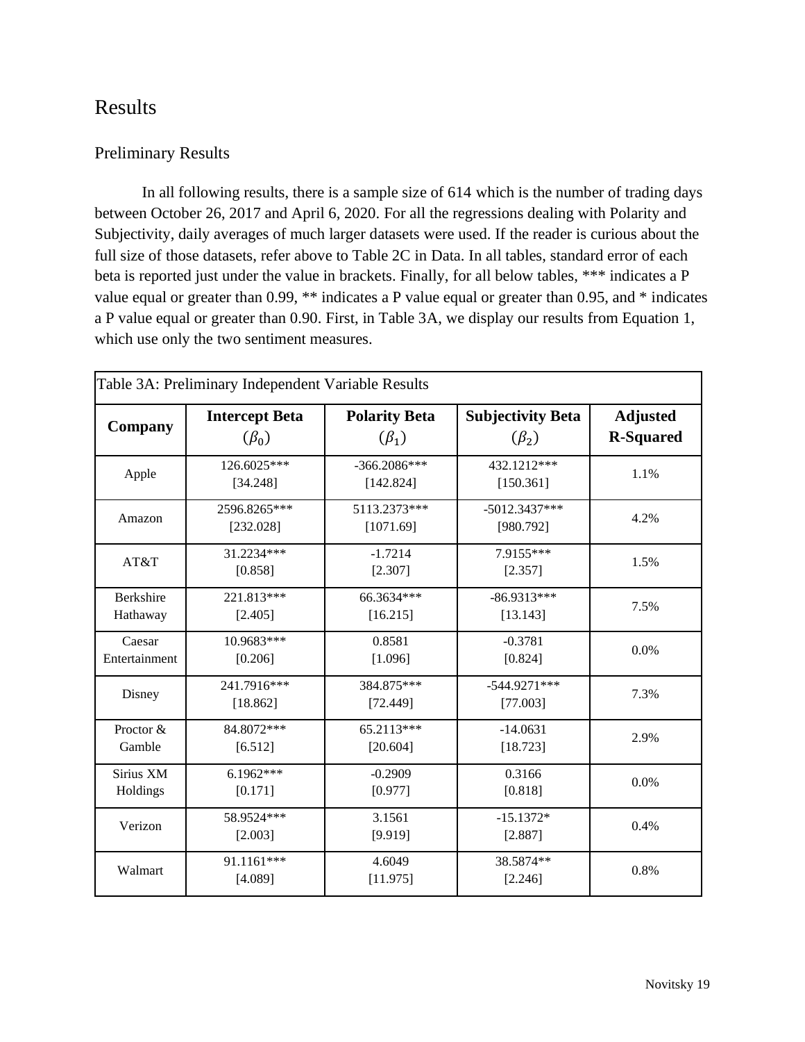# Results

## Preliminary Results

In all following results, there is a sample size of 614 which is the number of trading days between October 26, 2017 and April 6, 2020. For all the regressions dealing with Polarity and Subjectivity, daily averages of much larger datasets were used. If the reader is curious about the full size of those datasets, refer above to Table 2C in Data. In all tables, standard error of each beta is reported just under the value in brackets. Finally, for all below tables, *** indicates a P value equal or greater than 0.99, ** indicates a P value equal or greater than 0.95, and * indicates a P value equal or greater than 0.90. First, in Table 3A, we display our results from Equation 1, which use only the two sentiment measures.

Table 3A: Preliminary Independent Variable Results

| **Company** | **Intercept Beta** ($\beta_0$) | **Polarity Beta** ($\beta_1$) | **Subjectivity Beta** ($\beta_2$) | **Adjusted R-Squared** |
|---|---|---|---|---|
| Apple | 126.6025*** [34.248] | -366.2086*** [142.824] | 432.1212*** [150.361] | 1.1% |
| Amazon | 2596.8265*** [232.028] | 5113.2373*** [1071.69] | -5012.3437*** [980.792] | 4.2% |
| AT&T | 31.2234*** [0.858] | -1.7214 [2.307] | 7.9155*** [2.357] | 1.5% |
| Berkshire Hathaway | 221.813*** [2.405] | 66.3634*** [16.215] | -86.9313*** [13.143] | 7.5% |
| Caesar Entertainment | 10.9683*** [0.206] | 0.8581 [1.096] | -0.3781 [0.824] | 0.0% |
| Disney | 241.7916*** [18.862] | 384.875*** [72.449] | -544.9271*** [77.003] | 7.3% |
| Proctor & Gamble | 84.8072*** [6.512] | 65.2113*** [20.604] | -14.0631 [18.723] | 2.9% |
| Sirius XM Holdings | 6.1962*** [0.171] | -0.2909 [0.977] | 0.3166 [0.818] | 0.0% |
| Verizon | 58.9524*** [2.003] | 3.1561 [9.919] | -15.1372* [2.887] | 0.4% |
| Walmart | 91.1161*** [4.089] | 4.6049 [11.975] | 38.5874** [2.246] | 0.8% |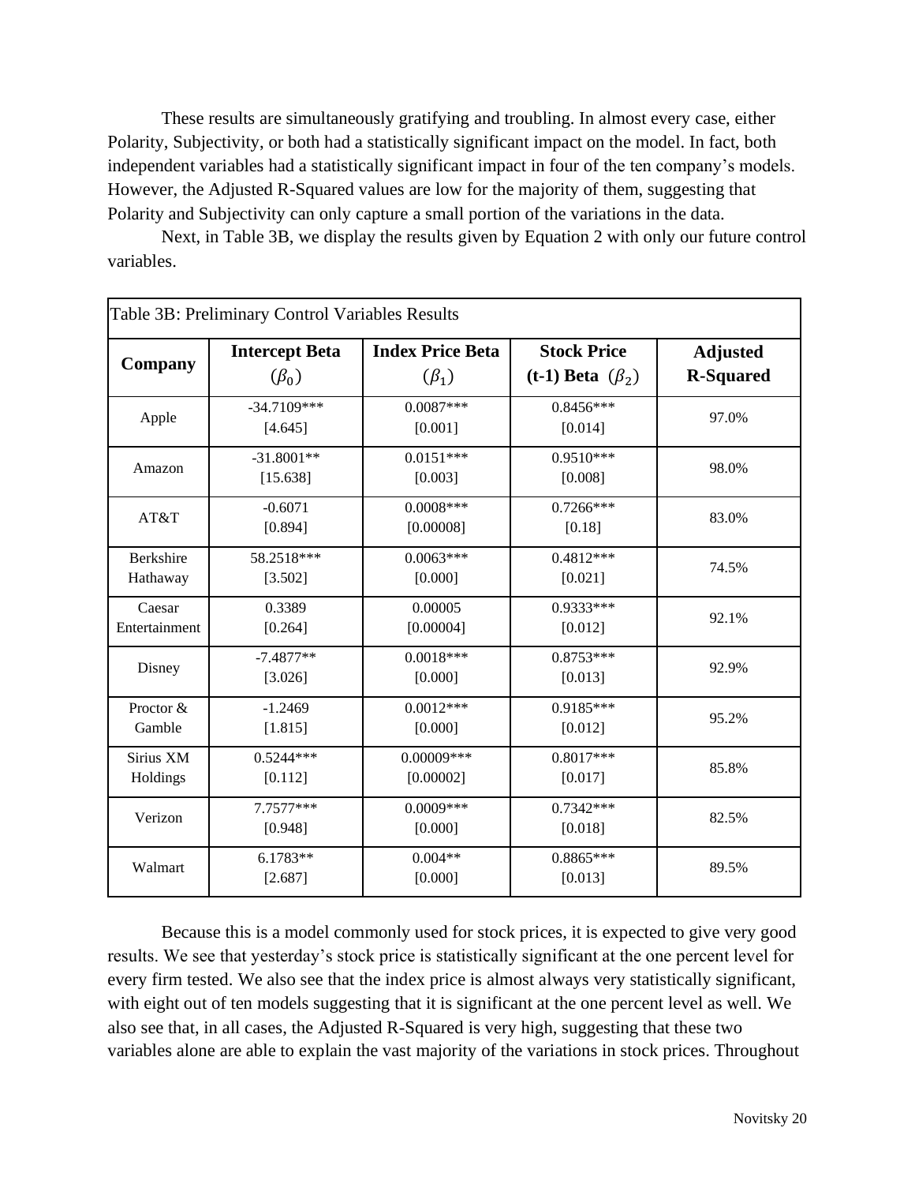These results are simultaneously gratifying and troubling. In almost every case, either Polarity, Subjectivity, or both had a statistically significant impact on the model. In fact, both independent variables had a statistically significant impact in four of the ten company's models. However, the Adjusted R-Squared values are low for the majority of them, suggesting that Polarity and Subjectivity can only capture a small portion of the variations in the data.

Next, in Table 3B, we display the results given by Equation 2 with only our future control variables.

Table 3B: Preliminary Control Variables Results

| Company | Intercept Beta ($\beta_0$) | Index Price Beta ($\beta_1$) | Stock Price (t-1) Beta ($\beta_2$) | Adjusted R-Squared |
|---|---|---|---|---|
| Apple | -34.7109*** [4.645] | 0.0087*** [0.001] | 0.8456*** [0.014] | 97.0% |
| Amazon | -31.8001** [15.638] | 0.0151*** [0.003] | 0.9510*** [0.008] | 98.0% |
| AT&T | -0.6071 [0.894] | 0.0008*** [0.00008] | 0.7266*** [0.18] | 83.0% |
| Berkshire Hathaway | 58.2518*** [3.502] | 0.0063*** [0.000] | 0.4812*** [0.021] | 74.5% |
| Caesar Entertainment | 0.3389 [0.264] | 0.00005 [0.00004] | 0.9333*** [0.012] | 92.1% |
| Disney | -7.4877** [3.026] | 0.0018*** [0.000] | 0.8753*** [0.013] | 92.9% |
| Proctor & Gamble | -1.2469 [1.815] | 0.0012*** [0.000] | 0.9185*** [0.012] | 95.2% |
| Sirius XM Holdings | 0.5244*** [0.112] | 0.00009*** [0.00002] | 0.8017*** [0.017] | 85.8% |
| Verizon | 7.7577*** [0.948] | 0.0009*** [0.000] | 0.7342*** [0.018] | 82.5% |
| Walmart | 6.1783** [2.687] | 0.004** [0.000] | 0.8865*** [0.013] | 89.5% |

Because this is a model commonly used for stock prices, it is expected to give very good results. We see that yesterday's stock price is statistically significant at the one percent level for every firm tested. We also see that the index price is almost always very statistically significant, with eight out of ten models suggesting that it is significant at the one percent level as well. We also see that, in all cases, the Adjusted R-Squared is very high, suggesting that these two variables alone are able to explain the vast majority of the variations in stock prices. Throughout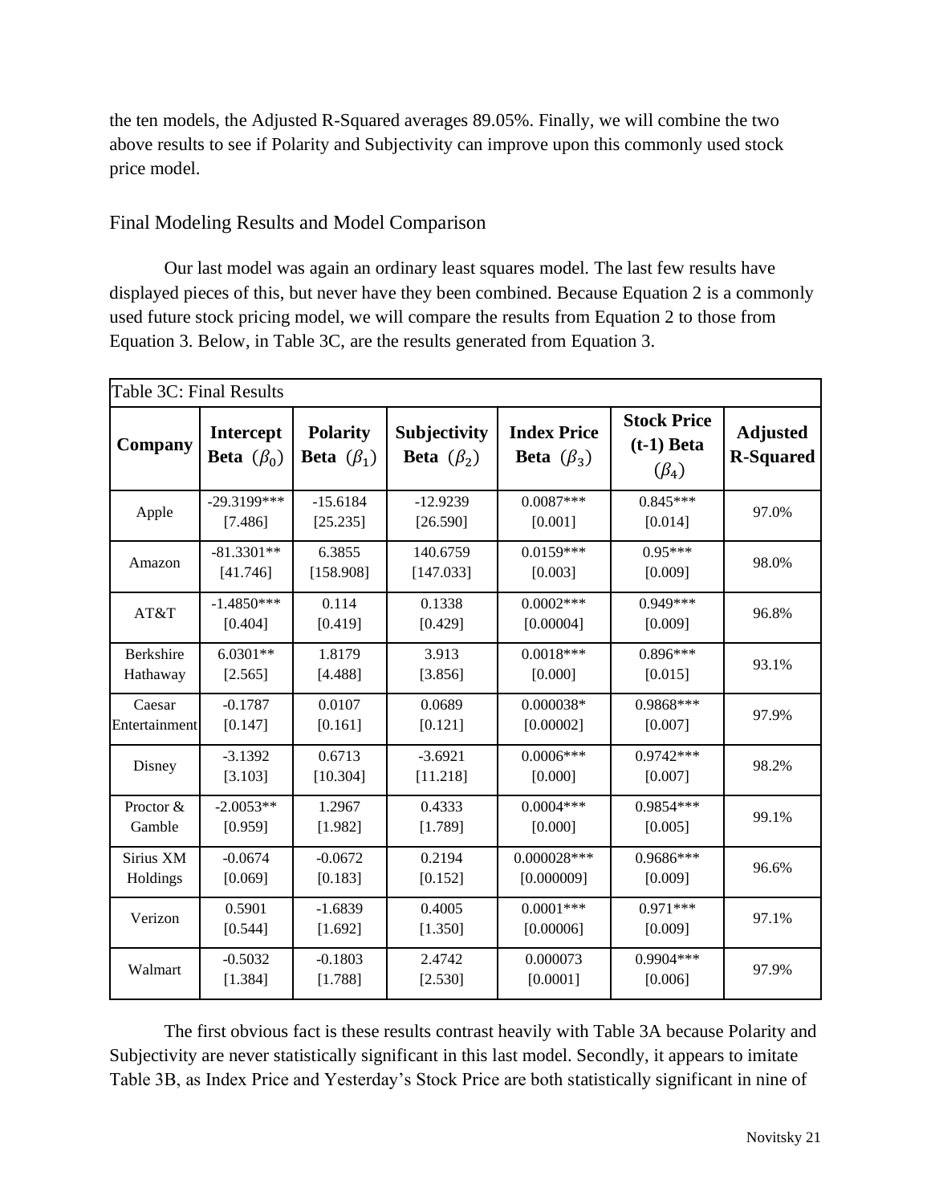the ten models, the Adjusted R-Squared averages 89.05%. Finally, we will combine the two above results to see if Polarity and Subjectivity can improve upon this commonly used stock price model.

## Final Modeling Results and Model Comparison

Our last model was again an ordinary least squares model. The last few results have displayed pieces of this, but never have they been combined. Because Equation 2 is a commonly used future stock pricing model, we will compare the results from Equation 2 to those from Equation 3. Below, in Table 3C, are the results generated from Equation 3.

Table 3C: Final Results

| Company | Intercept Beta $(\beta_0)$ | Polarity Beta $(\beta_1)$ | Subjectivity Beta $(\beta_2)$ | Index Price Beta $(\beta_3)$ | Stock Price (t-1) Beta $(\beta_4)$ | Adjusted R-Squared |
|---|---|---|---|---|---|---|
| Apple | -29.3199*** [7.486] | -15.6184 [25.235] | -12.9239 [26.590] | 0.0087*** [0.001] | 0.845*** [0.014] | 97.0% |
| Amazon | -81.3301** [41.746] | 6.3855 [158.908] | 140.6759 [147.033] | 0.0159*** [0.003] | 0.95*** [0.009] | 98.0% |
| AT&T | -1.4850*** [0.404] | 0.114 [0.419] | 0.1338 [0.429] | 0.0002*** [0.00004] | 0.949*** [0.009] | 96.8% |
| Berkshire Hathaway | 6.0301** [2.565] | 1.8179 [4.488] | 3.913 [3.856] | 0.0018*** [0.000] | 0.896*** [0.015] | 93.1% |
| Caesar Entertainment | -0.1787 [0.147] | 0.0107 [0.161] | 0.0689 [0.121] | 0.000038* [0.00002] | 0.9868*** [0.007] | 97.9% |
| Disney | -3.1392 [3.103] | 0.6713 [10.304] | -3.6921 [11.218] | 0.0006*** [0.000] | 0.9742*** [0.007] | 98.2% |
| Proctor & Gamble | -2.0053** [0.959] | 1.2967 [1.982] | 0.4333 [1.789] | 0.0004*** [0.000] | 0.9854*** [0.005] | 99.1% |
| Sirius XM Holdings | -0.0674 [0.069] | -0.0672 [0.183] | 0.2194 [0.152] | 0.000028*** [0.000009] | 0.9686*** [0.009] | 96.6% |
| Verizon | 0.5901 [0.544] | -1.6839 [1.692] | 0.4005 [1.350] | 0.0001*** [0.00006] | 0.971*** [0.009] | 97.1% |
| Walmart | -0.5032 [1.384] | -0.1803 [1.788] | 2.4742 [2.530] | 0.000073 [0.0001] | 0.9904*** [0.006] | 97.9% |

The first obvious fact is these results contrast heavily with Table 3A because Polarity and Subjectivity are never statistically significant in this last model. Secondly, it appears to imitate Table 3B, as Index Price and Yesterday's Stock Price are both statistically significant in nine of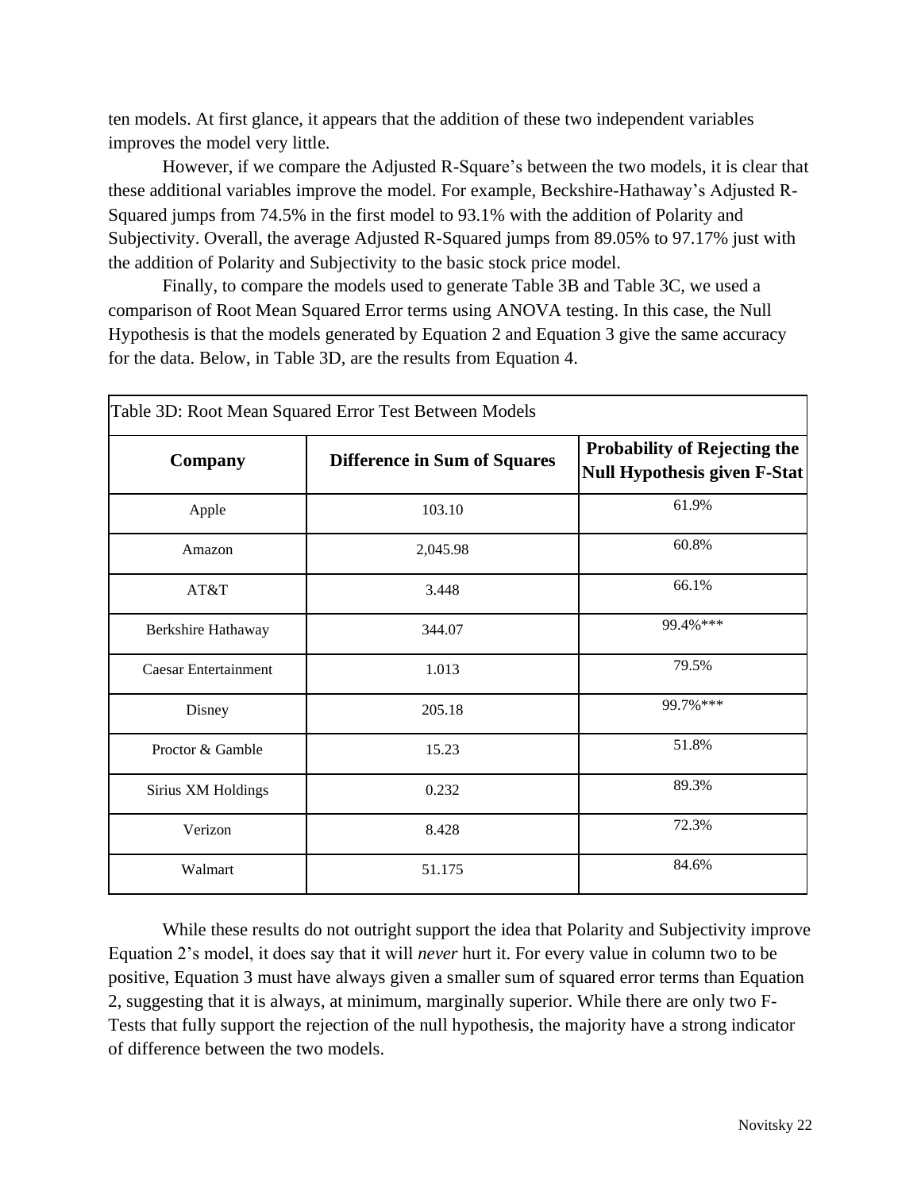ten models. At first glance, it appears that the addition of these two independent variables improves the model very little.

However, if we compare the Adjusted R-Square's between the two models, it is clear that these additional variables improve the model. For example, Beckshire-Hathaway's Adjusted R-Squared jumps from 74.5% in the first model to 93.1% with the addition of Polarity and Subjectivity. Overall, the average Adjusted R-Squared jumps from 89.05% to 97.17% just with the addition of Polarity and Subjectivity to the basic stock price model.

Finally, to compare the models used to generate Table 3B and Table 3C, we used a comparison of Root Mean Squared Error terms using ANOVA testing. In this case, the Null Hypothesis is that the models generated by Equation 2 and Equation 3 give the same accuracy for the data. Below, in Table 3D, are the results from Equation 4.

Table 3D: Root Mean Squared Error Test Between Models

| Company | Difference in Sum of Squares | Probability of Rejecting the Null Hypothesis given F-Stat |
|---|---|---|
| Apple | 103.10 | 61.9% |
| Amazon | 2,045.98 | 60.8% |
| AT&T | 3.448 | 66.1% |
| Berkshire Hathaway | 344.07 | 99.4%*** |
| Caesar Entertainment | 1.013 | 79.5% |
| Disney | 205.18 | 99.7%*** |
| Proctor & Gamble | 15.23 | 51.8% |
| Sirius XM Holdings | 0.232 | 89.3% |
| Verizon | 8.428 | 72.3% |
| Walmart | 51.175 | 84.6% |

While these results do not outright support the idea that Polarity and Subjectivity improve Equation 2's model, it does say that it will *never* hurt it. For every value in column two to be positive, Equation 3 must have always given a smaller sum of squared error terms than Equation 2, suggesting that it is always, at minimum, marginally superior. While there are only two F-Tests that fully support the rejection of the null hypothesis, the majority have a strong indicator of difference between the two models.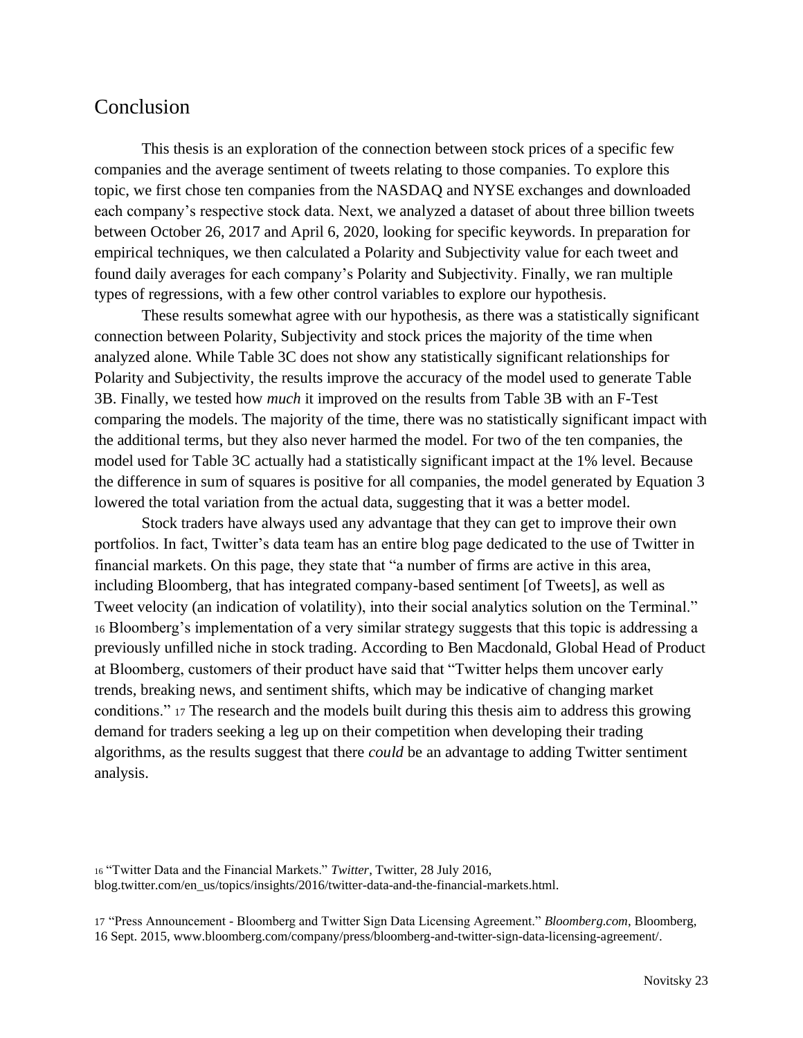## Conclusion

This thesis is an exploration of the connection between stock prices of a specific few companies and the average sentiment of tweets relating to those companies. To explore this topic, we first chose ten companies from the NASDAQ and NYSE exchanges and downloaded each company's respective stock data. Next, we analyzed a dataset of about three billion tweets between October 26, 2017 and April 6, 2020, looking for specific keywords. In preparation for empirical techniques, we then calculated a Polarity and Subjectivity value for each tweet and found daily averages for each company's Polarity and Subjectivity. Finally, we ran multiple types of regressions, with a few other control variables to explore our hypothesis.

These results somewhat agree with our hypothesis, as there was a statistically significant connection between Polarity, Subjectivity and stock prices the majority of the time when analyzed alone. While Table 3C does not show any statistically significant relationships for Polarity and Subjectivity, the results improve the accuracy of the model used to generate Table 3B. Finally, we tested how *much* it improved on the results from Table 3B with an F-Test comparing the models. The majority of the time, there was no statistically significant impact with the additional terms, but they also never harmed the model. For two of the ten companies, the model used for Table 3C actually had a statistically significant impact at the 1% level. Because the difference in sum of squares is positive for all companies, the model generated by Equation 3 lowered the total variation from the actual data, suggesting that it was a better model.

Stock traders have always used any advantage that they can get to improve their own portfolios. In fact, Twitter's data team has an entire blog page dedicated to the use of Twitter in financial markets. On this page, they state that "a number of firms are active in this area, including Bloomberg, that has integrated company-based sentiment [of Tweets], as well as Tweet velocity (an indication of volatility), into their social analytics solution on the Terminal." [16] Bloomberg's implementation of a very similar strategy suggests that this topic is addressing a previously unfilled niche in stock trading. According to Ben Macdonald, Global Head of Product at Bloomberg, customers of their product have said that "Twitter helps them uncover early trends, breaking news, and sentiment shifts, which may be indicative of changing market conditions." [17] The research and the models built during this thesis aim to address this growing demand for traders seeking a leg up on their competition when developing their trading algorithms, as the results suggest that there *could* be an advantage to adding Twitter sentiment analysis.

[16] "Twitter Data and the Financial Markets." *Twitter*, Twitter, 28 July 2016, blog.twitter.com/en_us/topics/insights/2016/twitter-data-and-the-financial-markets.html.

[17] "Press Announcement - Bloomberg and Twitter Sign Data Licensing Agreement." *Bloomberg.com*, Bloomberg, 16 Sept. 2015, www.bloomberg.com/company/press/bloomberg-and-twitter-sign-data-licensing-agreement/.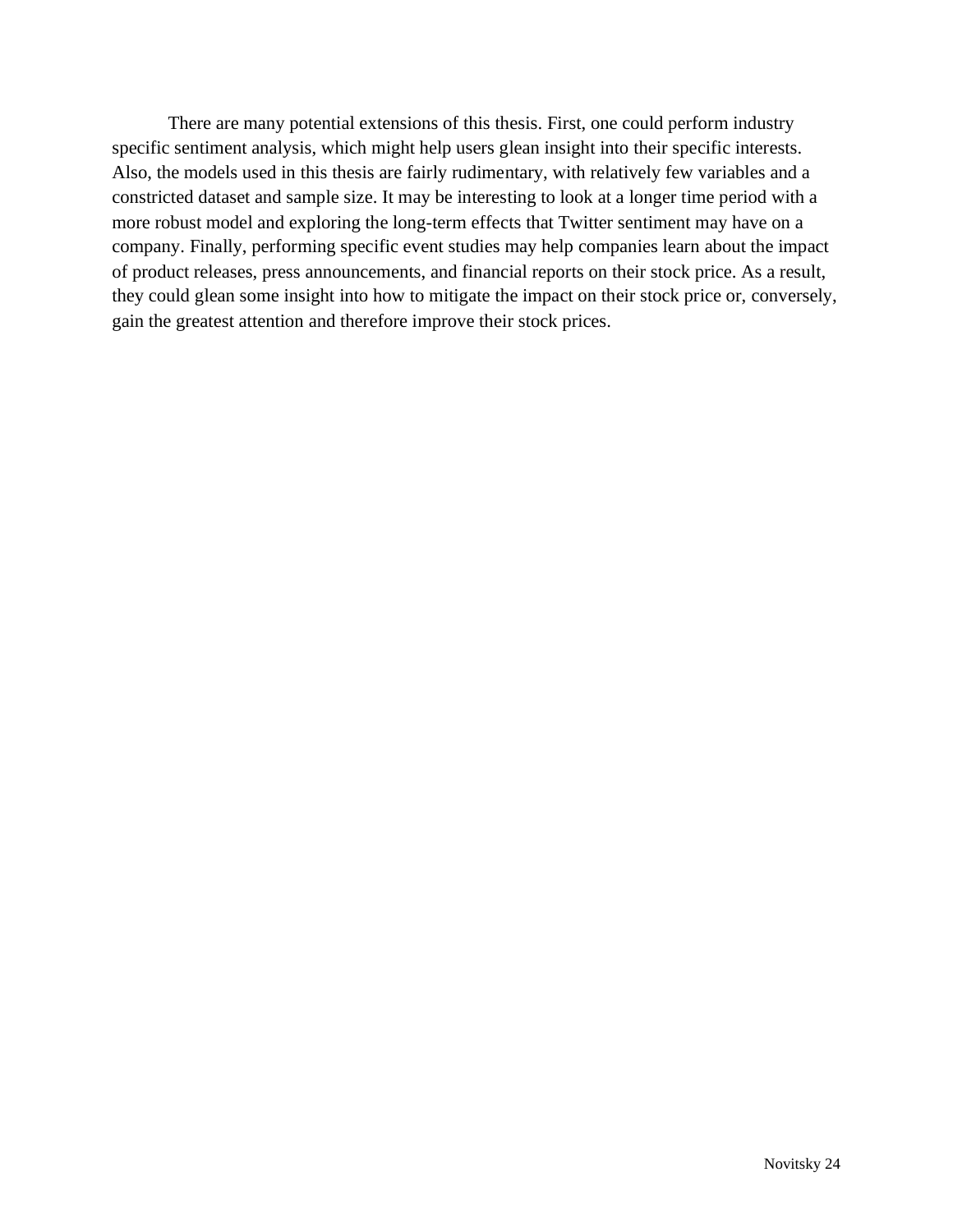There are many potential extensions of this thesis. First, one could perform industry specific sentiment analysis, which might help users glean insight into their specific interests. Also, the models used in this thesis are fairly rudimentary, with relatively few variables and a constricted dataset and sample size. It may be interesting to look at a longer time period with a more robust model and exploring the long-term effects that Twitter sentiment may have on a company. Finally, performing specific event studies may help companies learn about the impact of product releases, press announcements, and financial reports on their stock price. As a result, they could glean some insight into how to mitigate the impact on their stock price or, conversely, gain the greatest attention and therefore improve their stock prices.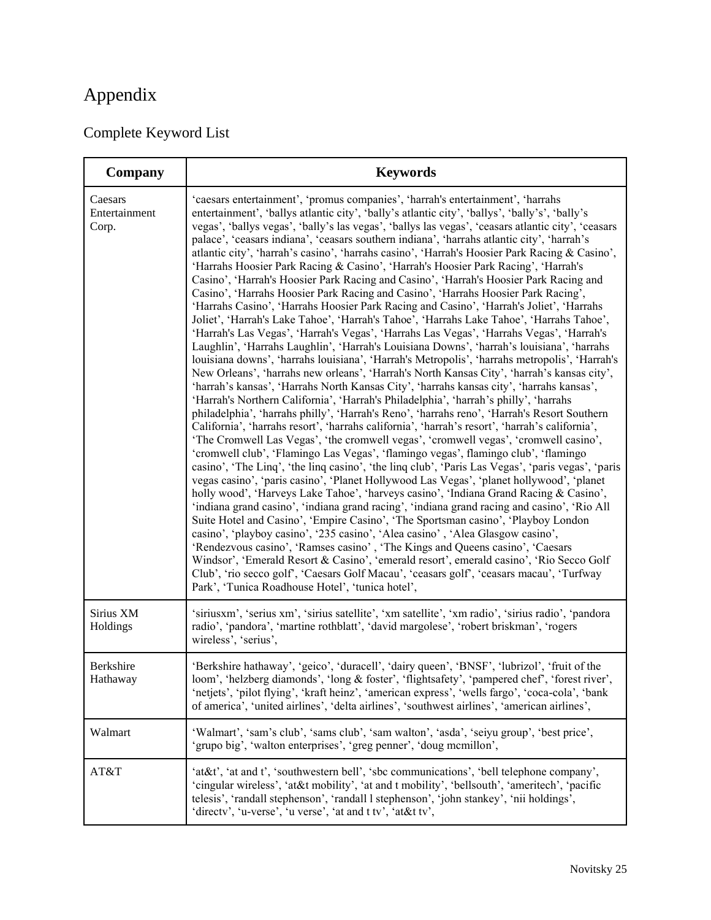# Appendix

## Complete Keyword List

| Company | Keywords |
|---|---|
| Caesars Entertainment Corp. | 'caesars entertainment', 'promus companies', 'harrah's entertainment', 'harrahs entertainment', 'ballys atlantic city', 'bally's atlantic city', 'ballys', 'bally's', 'bally's vegas', 'ballys vegas', 'bally's las vegas', 'ballys las vegas', 'ceasars atlantic city', 'ceasars palace', 'ceasars indiana', 'ceasars southern indiana', 'harrahs atlantic city', 'harrah's atlantic city', 'harrah's casino', 'harrahs casino', 'Harrah's Hoosier Park Racing & Casino', 'Harrahs Hoosier Park Racing & Casino', 'Harrah's Hoosier Park Racing', 'Harrah's Casino', 'Harrah's Hoosier Park Racing and Casino', 'Harrah's Hoosier Park Racing and Casino', 'Harrahs Hoosier Park Racing and Casino', 'Harrahs Hoosier Park Racing', 'Harrahs Casino', 'Harrahs Hoosier Park Racing and Casino', 'Harrah's Joliet', 'Harrahs Joliet', 'Harrah's Lake Tahoe', 'Harrah's Tahoe', 'Harrahs Lake Tahoe', 'Harrahs Tahoe', 'Harrah's Las Vegas', 'Harrah's Vegas', 'Harrahs Las Vegas', 'Harrahs Vegas', 'Harrah's Laughlin', 'Harrahs Laughlin', 'Harrah's Louisiana Downs', 'harrah's louisiana', 'harrahs louisiana downs', 'harrahs louisiana', 'Harrah's Metropolis', 'harrahs metropolis', 'Harrah's New Orleans', 'harrahs new orleans', 'Harrah's North Kansas City', 'harrah's kansas city', 'harrah's kansas', 'Harrahs North Kansas City', 'harrahs kansas city', 'harrahs kansas', 'Harrah's Northern California', 'Harrah's Philadelphia', 'harrah's philly', 'harrahs philadelphia', 'harrahs philly', 'Harrah's Reno', 'harrahs reno', 'Harrah's Resort Southern California', 'harrahs resort', 'harrahs california', 'harrah's resort', 'harrah's california', 'The Cromwell Las Vegas', 'the cromwell vegas', 'cromwell vegas', 'cromwell casino', 'cromwell club', 'Flamingo Las Vegas', 'flamingo vegas', flamingo club', 'flamingo casino', 'The Linq', 'the linq casino', 'the linq club', 'Paris Las Vegas', 'paris vegas', 'paris vegas casino', 'paris casino', 'Planet Hollywood Las Vegas', 'planet hollywood', 'planet holly wood', 'Harveys Lake Tahoe', 'harveys casino', 'Indiana Grand Racing & Casino', 'indiana grand casino', 'indiana grand racing', 'indiana grand racing and casino', 'Rio All Suite Hotel and Casino', 'Empire Casino', 'The Sportsman casino', 'Playboy London casino', 'playboy casino', '235 casino', 'Alea casino' , 'Alea Glasgow casino', 'Rendezvous casino', 'Ramses casino' , 'The Kings and Queens casino', 'Caesars Windsor', 'Emerald Resort & Casino', 'emerald resort', emerald casino', 'Rio Secco Golf Club', 'rio secco golf', 'Caesars Golf Macau', 'ceasars golf', 'ceasars macau', 'Turfway Park', 'Tunica Roadhouse Hotel', 'tunica hotel', |
| Sirius XM Holdings | 'siriusxm', 'serius xm', 'sirius satellite', 'xm satellite', 'xm radio', 'sirius radio', 'pandora radio', 'pandora', 'martine rothblatt', 'david margolese', 'robert briskman', 'rogers wireless', 'serius', |
| Berkshire Hathaway | 'Berkshire hathaway', 'geico', 'duracell', 'dairy queen', 'BNSF', 'lubrizol', 'fruit of the loom', 'helzberg diamonds', 'long & foster', 'flightsafety', 'pampered chef', 'forest river', 'netjets', 'pilot flying', 'kraft heinz', 'american express', 'wells fargo', 'coca-cola', 'bank of america', 'united airlines', 'delta airlines', 'southwest airlines', 'american airlines', |
| Walmart | 'Walmart', 'sam's club', 'sams club', 'sam walton', 'asda', 'seiyu group', 'best price', 'grupo big', 'walton enterprises', 'greg penner', 'doug mcmillon', |
| AT&T | 'at&t', 'at and t', 'southwestern bell', 'sbc communications', 'bell telephone company', 'cingular wireless', 'at&t mobility', 'at and t mobility', 'bellsouth', 'ameritech', 'pacific telesis', 'randall stephenson', 'randall l stephenson', 'john stankey', 'nii holdings', 'directv', 'u-verse', 'u verse', 'at and t tv', 'at&t tv', |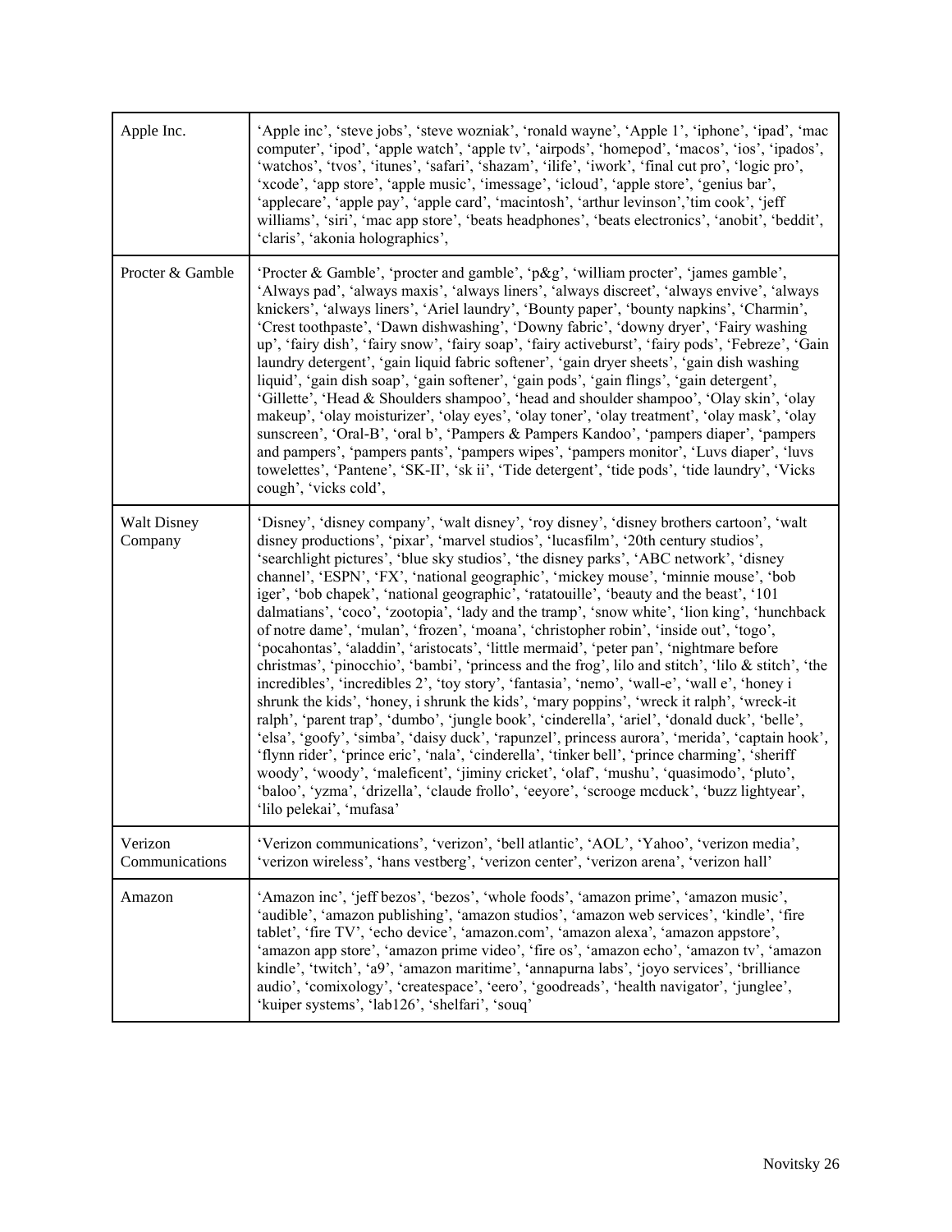| | |
|---|---|
| Apple Inc. | 'Apple inc', 'steve jobs', 'steve wozniak', 'ronald wayne', 'Apple 1', 'iphone', 'ipad', 'mac computer', 'ipod', 'apple watch', 'apple tv', 'airpods', 'homepod', 'macos', 'ios', 'ipados', 'watchos', 'tvos', 'itunes', 'safari', 'shazam', 'ilife', 'iwork', 'final cut pro', 'logic pro', 'xcode', 'app store', 'apple music', 'imessage', 'icloud', 'apple store', 'genius bar', 'applecare', 'apple pay', 'apple card', 'macintosh', 'arthur levinson','tim cook', 'jeff williams', 'siri', 'mac app store', 'beats headphones', 'beats electronics', 'anobit', 'beddit', 'claris', 'akonia holographics', |
| Procter & Gamble | 'Procter & Gamble', 'procter and gamble', 'p&g', 'william procter', 'james gamble', 'Always pad', 'always maxis', 'always liners', 'always discreet', 'always envive', 'always knickers', 'always liners', 'Ariel laundry', 'Bounty paper', 'bounty napkins', 'Charmin', 'Crest toothpaste', 'Dawn dishwashing', 'Downy fabric', 'downy dryer', 'Fairy washing up', 'fairy dish', 'fairy snow', 'fairy soap', 'fairy activeburst', 'fairy pods', 'Febreze', 'Gain laundry detergent', 'gain liquid fabric softener', 'gain dryer sheets', 'gain dish washing liquid', 'gain dish soap', 'gain softener', 'gain pods', 'gain flings', 'gain detergent', 'Gillette', 'Head & Shoulders shampoo', 'head and shoulder shampoo', 'Olay skin', 'olay makeup', 'olay moisturizer', 'olay eyes', 'olay toner', 'olay treatment', 'olay mask', 'olay sunscreen', 'Oral-B', 'oral b', 'Pampers & Pampers Kandoo', 'pampers diaper', 'pampers and pampers', 'pampers pants', 'pampers wipes', 'pampers monitor', 'Luvs diaper', 'luvs towelettes', 'Pantene', 'SK-II', 'sk ii', 'Tide detergent', 'tide pods', 'tide laundry', 'Vicks cough', 'vicks cold', |
| Walt Disney Company | 'Disney', 'disney company', 'walt disney', 'roy disney', 'disney brothers cartoon', 'walt disney productions', 'pixar', 'marvel studios', 'lucasfilm', '20th century studios', 'searchlight pictures', 'blue sky studios', 'the disney parks', 'ABC network', 'disney channel', 'ESPN', 'FX', 'national geographic', 'mickey mouse', 'minnie mouse', 'bob iger', 'bob chapek', 'national geographic', 'ratatouille', 'beauty and the beast', '101 dalmatians', 'coco', 'zootopia', 'lady and the tramp', 'snow white', 'lion king', 'hunchback of notre dame', 'mulan', 'frozen', 'moana', 'christopher robin', 'inside out', 'togo', 'pocahontas', 'aladdin', 'aristocats', 'little mermaid', 'peter pan', 'nightmare before christmas', 'pinocchio', 'bambi', 'princess and the frog', lilo and stitch', 'lilo & stitch', 'the incredibles', 'incredibles 2', 'toy story', 'fantasia', 'nemo', 'wall-e', 'wall e', 'honey i shrunk the kids', 'honey, i shrunk the kids', 'mary poppins', 'wreck it ralph', 'wreck-it ralph', 'parent trap', 'dumbo', 'jungle book', 'cinderella', 'ariel', 'donald duck', 'belle', 'elsa', 'goofy', 'simba', 'daisy duck', 'rapunzel', princess aurora', 'merida', 'captain hook', 'flynn rider', 'prince eric', 'nala', 'cinderella', 'tinker bell', 'prince charming', 'sheriff woody', 'woody', 'maleficent', 'jiminy cricket', 'olaf', 'mushu', 'quasimodo', 'pluto', 'baloo', 'yzma', 'drizella', 'claude frollo', 'eeyore', 'scrooge mcduck', 'buzz lightyear', 'lilo pelekai', 'mufasa' |
| Verizon Communications | 'Verizon communications', 'verizon', 'bell atlantic', 'AOL', 'Yahoo', 'verizon media', 'verizon wireless', 'hans vestberg', 'verizon center', 'verizon arena', 'verizon hall' |
| Amazon | 'Amazon inc', 'jeff bezos', 'bezos', 'whole foods', 'amazon prime', 'amazon music', 'audible', 'amazon publishing', 'amazon studios', 'amazon web services', 'kindle', 'fire tablet', 'fire TV', 'echo device', 'amazon.com', 'amazon alexa', 'amazon appstore', 'amazon app store', 'amazon prime video', 'fire os', 'amazon echo', 'amazon tv', 'amazon kindle', 'twitch', 'a9', 'amazon maritime', 'annapurna labs', 'joyo services', 'brilliance audio', 'comixology', 'createspace', 'eero', 'goodreads', 'health navigator', 'junglee', 'kuiper systems', 'lab126', 'shelfari', 'souq' |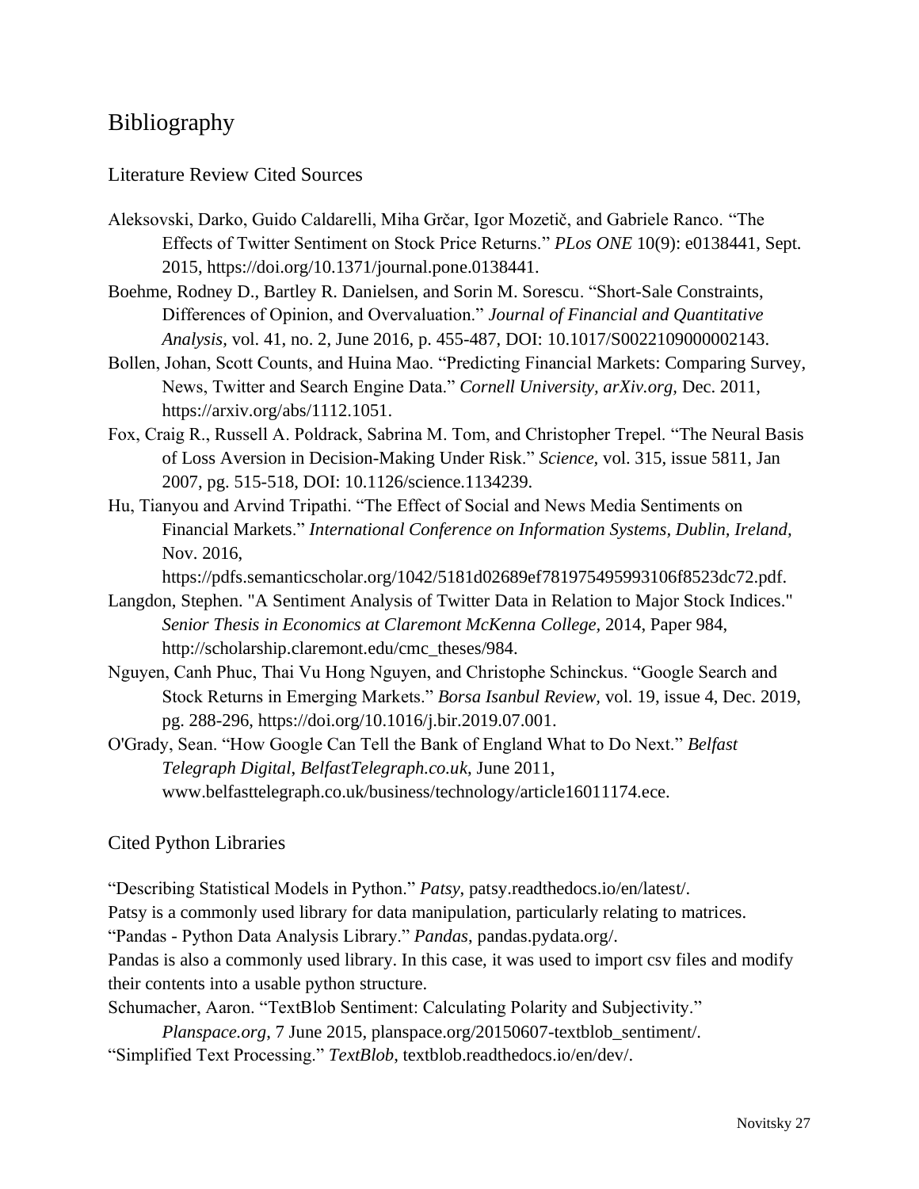# Bibliography

## Literature Review Cited Sources

Aleksovski, Darko, Guido Caldarelli, Miha Grčar, Igor Mozetič, and Gabriele Ranco. "The Effects of Twitter Sentiment on Stock Price Returns." *PLos ONE* 10(9): e0138441, Sept. 2015, https://doi.org/10.1371/journal.pone.0138441.

Boehme, Rodney D., Bartley R. Danielsen, and Sorin M. Sorescu. "Short-Sale Constraints, Differences of Opinion, and Overvaluation." *Journal of Financial and Quantitative Analysis,* vol. 41, no. 2, June 2016, p. 455-487, DOI: 10.1017/S0022109000002143.

Bollen, Johan, Scott Counts, and Huina Mao. "Predicting Financial Markets: Comparing Survey, News, Twitter and Search Engine Data." *Cornell University, arXiv.org,* Dec. 2011, https://arxiv.org/abs/1112.1051.

Fox, Craig R., Russell A. Poldrack, Sabrina M. Tom, and Christopher Trepel. "The Neural Basis of Loss Aversion in Decision-Making Under Risk." *Science,* vol. 315, issue 5811, Jan 2007, pg. 515-518, DOI: 10.1126/science.1134239.

Hu, Tianyou and Arvind Tripathi. "The Effect of Social and News Media Sentiments on Financial Markets." *International Conference on Information Systems, Dublin, Ireland*, Nov. 2016, https://pdfs.semanticscholar.org/1042/5181d02689ef781975495993106f8523dc72.pdf.

Langdon, Stephen. "A Sentiment Analysis of Twitter Data in Relation to Major Stock Indices." *Senior Thesis in Economics at Claremont McKenna College,* 2014, Paper 984, http://scholarship.claremont.edu/cmc_theses/984.

Nguyen, Canh Phuc, Thai Vu Hong Nguyen, and Christophe Schinckus. "Google Search and Stock Returns in Emerging Markets." *Borsa Isanbul Review,* vol. 19, issue 4, Dec. 2019, pg. 288-296, https://doi.org/10.1016/j.bir.2019.07.001.

O'Grady, Sean. "How Google Can Tell the Bank of England What to Do Next." *Belfast Telegraph Digital*, *BelfastTelegraph.co.uk*, June 2011, www.belfasttelegraph.co.uk/business/technology/article16011174.ece.

## Cited Python Libraries

"Describing Statistical Models in Python." *Patsy*, patsy.readthedocs.io/en/latest/.

Patsy is a commonly used library for data manipulation, particularly relating to matrices.

"Pandas - Python Data Analysis Library." *Pandas*, pandas.pydata.org/.

Pandas is also a commonly used library. In this case, it was used to import csv files and modify their contents into a usable python structure.

Schumacher, Aaron. "TextBlob Sentiment: Calculating Polarity and Subjectivity." *Planspace.org*, 7 June 2015, planspace.org/20150607-textblob_sentiment/.

"Simplified Text Processing." *TextBlob*, textblob.readthedocs.io/en/dev/.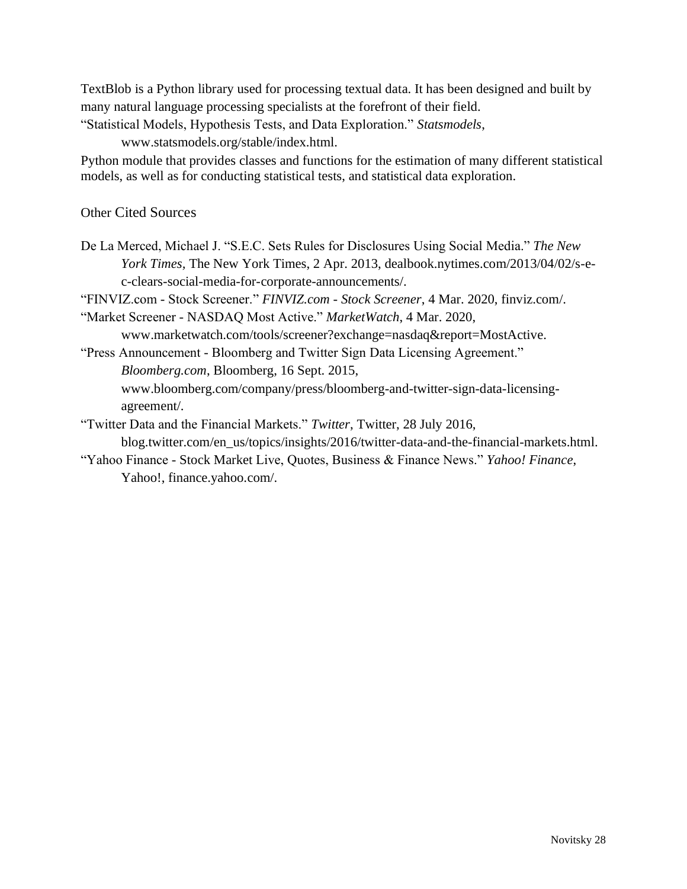TextBlob is a Python library used for processing textual data. It has been designed and built by many natural language processing specialists at the forefront of their field.

"Statistical Models, Hypothesis Tests, and Data Exploration." *Statsmodels*, www.statsmodels.org/stable/index.html.

Python module that provides classes and functions for the estimation of many different statistical models, as well as for conducting statistical tests, and statistical data exploration.

## Other Cited Sources

De La Merced, Michael J. "S.E.C. Sets Rules for Disclosures Using Social Media." *The New York Times*, The New York Times, 2 Apr. 2013, dealbook.nytimes.com/2013/04/02/s-e-c-clears-social-media-for-corporate-announcements/.

"FINVIZ.com - Stock Screener." *FINVIZ.com - Stock Screener*, 4 Mar. 2020, finviz.com/.

"Market Screener - NASDAQ Most Active." *MarketWatch*, 4 Mar. 2020, www.marketwatch.com/tools/screener?exchange=nasdaq&report=MostActive.

"Press Announcement - Bloomberg and Twitter Sign Data Licensing Agreement." *Bloomberg.com*, Bloomberg, 16 Sept. 2015, www.bloomberg.com/company/press/bloomberg-and-twitter-sign-data-licensing-agreement/.

"Twitter Data and the Financial Markets." *Twitter*, Twitter, 28 July 2016, blog.twitter.com/en_us/topics/insights/2016/twitter-data-and-the-financial-markets.html.

"Yahoo Finance - Stock Market Live, Quotes, Business & Finance News." *Yahoo! Finance*, Yahoo!, finance.yahoo.com/.